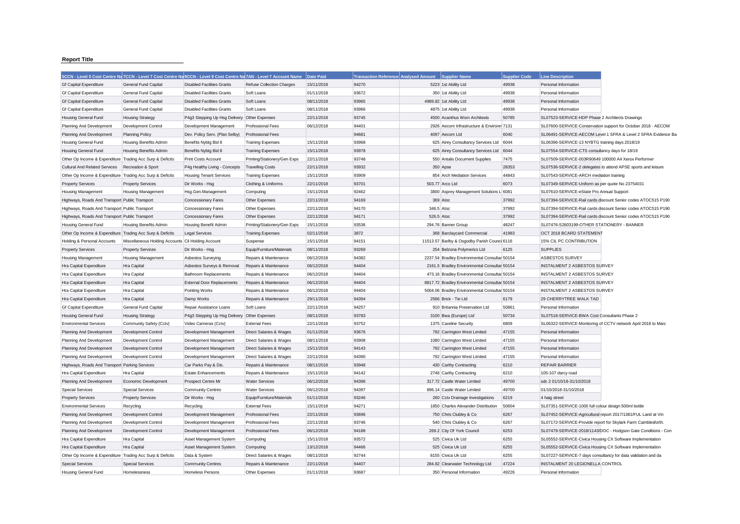**Report Title**

| 5CCN - Level 5 Cost Centre Na | 7CCN - Level 7 Cost Centre Na | 9CCN - Level 9 Cost Centre Na | 7AN - Level 7 Account Name | Date Paid | Transaction Reference | Analysed Amount | Supplier Name | Supplier Code | Line Description |
|---|---|---|---|---|---|---|---|---|---|
| Gf Capital Expenditure | General Fund Capital | Disabled Facilities Grants | Refuse Collection Charges | 15/11/2018 | 94270 | 5223 | 1st Ability Ltd | 49938 | Personal Information |
| Gf Capital Expenditure | General Fund Capital | Disabled Facilities Grants | Soft Loans | 01/11/2018 | 93672 | 350 | 1st Ability Ltd | 49938 | Personal Information |
| Gf Capital Expenditure | General Fund Capital | Disabled Facilities Grants | Soft Loans | 08/11/2018 | 93965 | 4989.82 | 1st Ability Ltd | 49938 | Personal Information |
| Gf Capital Expenditure | General Fund Capital | Disabled Facilities Grants | Soft Loans | 08/11/2018 | 93966 | 4875 | 1st Ability Ltd | 49938 | Personal Information |
| Housing General Fund | Housing Strategy | P4g3 Stepping Up Hsg Delivery | Other Expenses | 22/11/2018 | 93745 | 4500 | Acanthus Wsm Architexts | 50785 | SL07523-SERVICE-HDP Phase 2 Architects Drawings |
| Planning And Development | Development Control | Development Management | Professional Fees | 06/12/2018 | 94401 | 2926 | Aecom Infrastructure & Environm | 7131 | SL07600-SERVICE-Conservation support for October 2018 - AECOM |
| Planning And Development | Planning Policy | Dev. Policy Serv. (Plan Selby) | Professional Fees | | 94681 | 4097 | Aecom Ltd | 6040 | SL06491-SERVICE-AECOM Level 1 SFRA & Level 2 SFRA Evidence Ba |
| Housing General Fund | Housing Benefits Admin | Benefits Nybtg Bid 8 | Training Expenses | 15/11/2018 | 93968 | 625 | Airey Consultancy Services Ltd | 6044 | SL06396-SERVICE-13 NYBTG training days 2018/19 |
| Housing General Fund | Housing Benefits Admin | Benefits Nybtg Bid 8 | Training Expenses | 15/11/2018 | 93978 | 625 | Airey Consultancy Services Ltd | 6044 | SL07554-SERVICE-CTS consultancy days for 18/19 |
| Other Op Income & Expenditure | Trading Acc Surp & Deficits | Print Costs Account | Printing/Stationery/Gen Exps | 22/11/2018 | 93748 | 550 | Antalis Document Supplies | 7475 | SL07509-SERVICE-003R90649 100000 A4 Xerox Performer |
| Cultural And Related Services | Recreation & Sport | P4g Healthy Living - Concepts | Travelling Costs | 22/11/2018 | 93932 | 350 | Apse | 28353 | SL07536-SERVICE-2 delegates to attend APSE sports and leisure |
| Other Op Income & Expenditure | Trading Acc Surp & Deficits | Housing Tenant Services | Training Expenses | 15/11/2018 | 93909 | 854 | Arch Mediation Services | 44843 | SL07543-SERVICE-ARCH mediation training |
| Property Services | Property Services | Dir Works - Hsg | Clothing & Uniforms | 22/11/2018 | 93701 | 503.77 | Arco Ltd | 6073 | SL07349-SERVICE-Uniform as per quote No 23754031 |
| Housing Management | Housing Management | Hsg.Gen.Management | Computing | 15/11/2018 | 92462 | 3800 | Asprey Management Solutions L | 6081 | SL07610-SERVICE-eState Pro Annual Support |
| Highways, Roads And Transport | Public Transport | Concessionary Fares | Other Expenses | 22/11/2018 | 94169 | 369 | Atoc | 37992 | SL07394-SERVICE-Rail cards discount Senior codes ATOC515 P190 |
| Highways, Roads And Transport | Public Transport | Concessionary Fares | Other Expenses | 22/11/2018 | 94170 | 346.5 | Atoc | 37992 | SL07394-SERVICE-Rail cards discount Senior codes ATOC515 P190 |
| Highways, Roads And Transport | Public Transport | Concessionary Fares | Other Expenses | 22/11/2018 | 94171 | 526.5 | Atoc | 37992 | SL07394-SERVICE-Rail cards discount Senior codes ATOC515 P190 |
| Housing General Fund | Housing Benefits Admin | Housing Benefit Admin | Printing/Stationery/Gen Exps | 15/11/2018 | 93536 | 294.76 | Banner Group | 48247 | SL07476-S2603199-OTHER STATIONERY - BANNER |
| Other Op Income & Expenditure | Trading Acc Surp & Deficits | Legal Services | Training Expenses | 02/11/2018 | 3872 | 368 | Barclaycard Commercial | 41983 | OCT 2018 BCARD STATEMENT |
| Holding & Personal Accounts | Miscellaneous Holding Accounts | Cil Holding Account | Suspense | 15/11/2018 | 94151 | 11513.57 | Barlby & Osgodby Parish Counci | 6116 | 15% CIL PC CONTRIBUTION |
| Property Services | Property Services | Dir Works - Hsg | Equip/Furniture/Materials | 08/11/2018 | 93269 | 254 | Belzona Polymerics Ltd | 6125 | SUPPLIES |
| Housing Management | Housing Management | Asbestos Surveying | Repairs & Maintenance | 06/12/2018 | 94382 | 2237.54 | Bradley Environmental Consultar | 50154 | ASBESTOS SURVEY |
| Hra Capital Expenditure | Hra Capital | Asbestos Surveys & Removal | Repairs & Maintenance | 06/12/2018 | 94404 | 2161.5 | Bradley Environmental Consultar | 50154 | INSTALMENT 2 ASBESTOS SURVEY |
| Hra Capital Expenditure | Hra Capital | Bathroom Replacements | Repairs & Maintenance | 06/12/2018 | 94404 | 473.16 | Bradley Environmental Consultar | 50154 | INSTALMENT 2 ASBESTOS SURVEY |
| Hra Capital Expenditure | Hra Capital | External Door Replacements | Repairs & Maintenance | 06/12/2018 | 94404 | 8817.72 | Bradley Environmental Consultar | 50154 | INSTALMENT 2 ASBESTOS SURVEY |
| Hra Capital Expenditure | Hra Capital | Pointing Works | Repairs & Maintenance | 06/12/2018 | 94404 | 5004.06 | Bradley Environmental Consultar | 50154 | INSTALMENT 2 ASBESTOS SURVEY |
| Hra Capital Expenditure | Hra Capital | Damp Works | Repairs & Maintenance | 29/11/2018 | 94394 | 2566 | Brick - Tie Ltd | 6179 | 29 CHERRYTREE WALK TAD |
| Gf Capital Expenditure | General Fund Capital | Repair Assistance Loans | Soft Loans | 22/11/2018 | 94257 | 910 | Britannia Preservation Ltd | 50861 | Personal Information |
| Housing General Fund | Housing Strategy | P4g3 Stepping Up Hsg Delivery | Other Expenses | 08/11/2018 | 93783 | 3100 | Bwa (Europe) Ltd | 50734 | SL07518-SERVICE-BWA Cost Consultants Phase 2 |
| Environmental Services | Community Safety (Cctv) | Video Cameras (Cctv) | External Fees | 22/11/2018 | 93752 | 1375 | Careline Security | 6809 | SL06322-SERVICE-Monitoring of CCTV network April 2018 to Marc |
| Planning And Development | Development Control | Development Management | Direct Salaries & Wages | 01/11/2018 | 93676 | 792 | Carrington West Limited | 47155 | Personal Information |
| Planning And Development | Development Control | Development Management | Direct Salaries & Wages | 08/11/2018 | 93908 | 1080 | Carrington West Limited | 47155 | Personal Information |
| Planning And Development | Development Control | Development Management | Direct Salaries & Wages | 15/11/2018 | 94143 | 792 | Carrington West Limited | 47155 | Personal Information |
| Planning And Development | Development Control | Development Management | Direct Salaries & Wages | 22/11/2018 | 94390 | 792 | Carrington West Limited | 47155 | Personal Information |
| Highways, Roads And Transport | Parking Services | Car Parks Pay & Dis. | Repairs & Maintenance | 08/11/2018 | 93948 | 430 | Carthy Contracting | 6210 | REPAIR BARRIER |
| Hra Capital Expenditure | Hra Capital | Estate Enhancements | Repairs & Maintenance | 15/11/2018 | 94142 | 2746 | Carthy Contracting | 6210 | 105-107 darcy road |
| Planning And Development | Economic Development | Prospect Centre Mr | Water Services | 06/12/2018 | 94396 | 317.72 | Castle Water Limited | 49700 | sdc 2 01/10/18-31/10/2018 |
| Special Services | Special Services | Community Centres | Water Services | 06/12/2018 | 94397 | 896.14 | Castle Water Limited | 49700 | 01/10/2018-31/10/2018 |
| Property Services | Property Services | Dir Works - Hsg | Equip/Furniture/Materials | 01/11/2018 | 93246 | 260 | Cctv Drainage Investigations | 6219 | 4 haig street |
| Environmental Services | Recycling | Recycling | External Fees | 15/11/2018 | 94271 | 1850 | Charles Alexander Distribution | 50604 | SL07351-SERVICE-1000 full colour design 500ml bottle |
| Planning And Development | Development Control | Development Management | Professional Fees | 22/11/2018 | 93696 | 750 | Chris Clubley & Co | 6267 | SL07452-SERVICE-Agricultural report 2017/1381/FUL Land at Vin |
| Planning And Development | Development Control | Development Management | Professional Fees | 22/11/2018 | 93746 | 540 | Chris Clubley & Co | 6267 | SL07172-SERVICE-Provide report for Skylark Farm Camblesforth. |
| Planning And Development | Development Control | Development Management | Professional Fees | 06/12/2018 | 94188 | 269.2 | City Of York Council | 6253 | SL07479-SERVICE-2018/1143/DOC - Hodgson Gate Conditions - Con |
| Hra Capital Expenditure | Hra Capital | Asset Management System | Computing | 15/11/2018 | 93572 | 525 | Civica Uk Ltd | 6255 | SL05552-SERVICE-Civica Housing CX Software Implementation |
| Hra Capital Expenditure | Hra Capital | Asset Management System | Computing | 13/12/2018 | 94466 | 525 | Civica Uk Ltd | 6255 | SL05552-SERVICE-Civica Housing CX Software Implementation |
| Other Op Income & Expenditure | Trading Acc Surp & Deficits | Data & System | Direct Salaries & Wages | 08/11/2018 | 92744 | 8155 | Civica Uk Ltd | 6255 | SL07227-SERVICE-7 days consultancy for data validation and da |
| Special Services | Special Services | Community Centres | Repairs & Maintenance | 22/11/2018 | 94407 | 284.82 | Clearwater Technology Ltd | 47224 | INSTALMENT 20 LEGIONELLA CONTROL |
| Housing General Fund | Homelessness | Homeless Persons | Other Expenses | 01/11/2018 | 93687 | 350 | Personal Information | 49226 | Personal Information |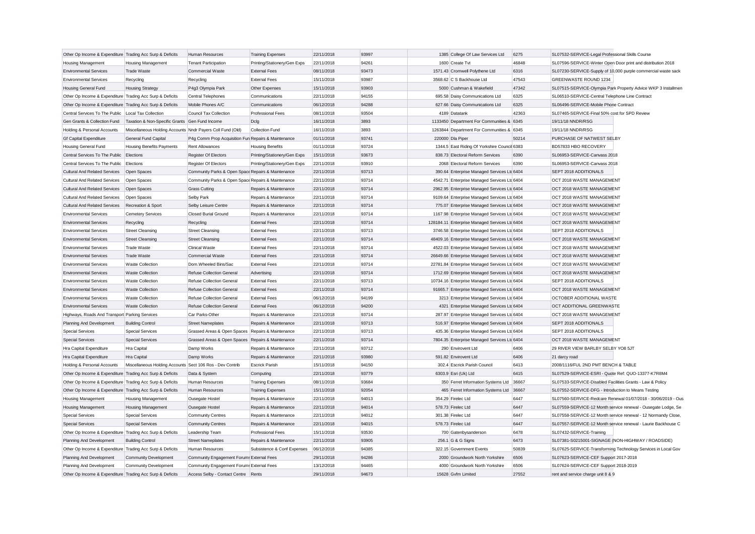| Other Op Income & Expenditure | Trading Acc Surp & Deficits | Human Resources | Training Expenses | 22/11/2018 | 93997 | 1385 | College Of Law Services Ltd | 6275 | SL07532-SERVICE-Legal Professional Skills Course |
|---|---|---|---|---|---|---|---|---|---|
| Housing Management | Housing Management | Tenant Participation | Printing/Stationery/Gen Exps | 22/11/2018 | 94261 | 1600 | Create Tvt | 46848 | SL07596-SERVICE-Winter Open Door print and distribution 2018 |
| Environmental Services | Trade Waste | Commercial Waste | External Fees | 08/11/2018 | 93473 | 1571.43 | Cromwell Polythene Ltd | 6316 | SL07230-SERVICE-Supply of 10,000 purple commercial waste sack |
| Environmental Services | Recycling | Recycling | External Fees | 15/11/2018 | 93987 | 3568.62 | C S Backhouse Ltd | 47543 | GREENWASTE ROUND 1234 |
| Housing General Fund | Housing Strategy | P4g3 Olympia Park | Other Expenses | 15/11/2018 | 93903 | 5000 | Cushman & Wakefield | 47342 | SL07515-SERVICE-Olympia Park Property Advice WKP 3 Installmen |
| Other Op Income & Expenditure | Trading Acc Surp & Deficits | Central Telephones | Communications | 22/11/2018 | 94155 | 695.58 | Daisy Communications Ltd | 6325 | SL06510-SERVICE-Central Telephone Line Contract |
| Other Op Income & Expenditure | Trading Acc Surp & Deficits | Mobile Phones A/C | Communications | 06/12/2018 | 94288 | 627.66 | Daisy Communications Ltd | 6325 | SL06496-SERVICE-Mobile Phone Contract |
| Central Services To The Public | Local Tax Collection | Council Tax Collection | Professional Fees | 08/11/2018 | 93504 | 4189 | Datatank | 42363 | SL07465-SERVICE-Final 50% cost for SPD Review |
| Gen Grants & Collection Fund | Taxation & Non-Specific Grants | Gen Fund Income | Dclg | 16/11/2018 | 3893 | 1133450 | Department For Communities & | 6345 | 19/11/18 NNDR/RSG |
| Holding & Personal Accounts | Miscellaneous Holding Accounts | Nndr Payers Coll Fund (Old) | Collection Fund | 16/11/2018 | 3893 | 1263844 | Department For Communities & | 6345 | 19/11/18 NNDR/RSG |
| Gf Capital Expenditure | General Fund Capital | P4g Comm Prop Acquisition Fun | Repairs & Maintenance | 01/11/2018 | 93741 | 220000 | Dla Piper | 50214 | PURCHASE OF NATWEST SELBY |
| Housing General Fund | Housing Benefits Payments | Rent Allowances | Housing Benefits | 01/11/2018 | 93724 | 1344.5 | East Riding Of Yorkshire Council | 6383 | BD57833 HBO RECOVERY |
| Central Services To The Public | Elections | Register Of Electors | Printing/Stationery/Gen Exps | 15/11/2018 | 93673 | 838.73 | Electoral Reform Services | 6390 | SL06953-SERVICE-Canvass 2018 |
| Central Services To The Public | Elections | Register Of Electors | Printing/Stationery/Gen Exps | 22/11/2018 | 93910 | 2068 | Electoral Reform Services | 6390 | SL06953-SERVICE-Canvass 2018 |
| Cultural And Related Services | Open Spaces | Community Parks & Open Space | Repairs & Maintenance | 22/11/2018 | 93713 | 390.64 | Enterprise Managed Services Ltd | 6404 | SEPT 2018 ADDITIONALS |
| Cultural And Related Services | Open Spaces | Community Parks & Open Space | Repairs & Maintenance | 22/11/2018 | 93714 | 4542.71 | Enterprise Managed Services Ltd | 6404 | OCT 2018 WASTE MANAGEMENT |
| Cultural And Related Services | Open Spaces | Grass Cutting | Repairs & Maintenance | 22/11/2018 | 93714 | 2962.95 | Enterprise Managed Services Ltd | 6404 | OCT 2018 WASTE MANAGEMENT |
| Cultural And Related Services | Open Spaces | Selby Park | Repairs & Maintenance | 22/11/2018 | 93714 | 9109.64 | Enterprise Managed Services Ltd | 6404 | OCT 2018 WASTE MANAGEMENT |
| Cultural And Related Services | Recreation & Sport | Selby Leisure Centre | Repairs & Maintenance | 22/11/2018 | 93714 | 775.07 | Enterprise Managed Services Ltd | 6404 | OCT 2018 WASTE MANAGEMENT |
| Environmental Services | Cemetery Services | Closed Burial Ground | Repairs & Maintenance | 22/11/2018 | 93714 | 1167.98 | Enterprise Managed Services Ltd | 6404 | OCT 2018 WASTE MANAGEMENT |
| Environmental Services | Recycling | Recycling | External Fees | 22/11/2018 | 93714 | 128184.11 | Enterprise Managed Services Ltd | 6404 | OCT 2018 WASTE MANAGEMENT |
| Environmental Services | Street Cleansing | Street Cleansing | External Fees | 22/11/2018 | 93713 | 3746.58 | Enterprise Managed Services Ltd | 6404 | SEPT 2018 ADDITIONALS |
| Environmental Services | Street Cleansing | Street Cleansing | External Fees | 22/11/2018 | 93714 | 48409.16 | Enterprise Managed Services Ltd | 6404 | OCT 2018 WASTE MANAGEMENT |
| Environmental Services | Trade Waste | Clinical Waste | External Fees | 22/11/2018 | 93714 | 4522.03 | Enterprise Managed Services Ltd | 6404 | OCT 2018 WASTE MANAGEMENT |
| Environmental Services | Trade Waste | Commercial Waste | External Fees | 22/11/2018 | 93714 | 26649.66 | Enterprise Managed Services Ltd | 6404 | OCT 2018 WASTE MANAGEMENT |
| Environmental Services | Waste Collection | Dom.Wheeled Bins/Sac | External Fees | 22/11/2018 | 93714 | 22781.84 | Enterprise Managed Services Ltd | 6404 | OCT 2018 WASTE MANAGEMENT |
| Environmental Services | Waste Collection | Refuse Collection General | Advertising | 22/11/2018 | 93714 | 1712.69 | Enterprise Managed Services Ltd | 6404 | OCT 2018 WASTE MANAGEMENT |
| Environmental Services | Waste Collection | Refuse Collection General | External Fees | 22/11/2018 | 93713 | 10734.16 | Enterprise Managed Services Ltd | 6404 | SEPT 2018 ADDITIONALS |
| Environmental Services | Waste Collection | Refuse Collection General | External Fees | 22/11/2018 | 93714 | 91665.7 | Enterprise Managed Services Ltd | 6404 | OCT 2018 WASTE MANAGEMENT |
| Environmental Services | Waste Collection | Refuse Collection General | External Fees | 06/12/2018 | 94199 | 3213 | Enterprise Managed Services Ltd | 6404 | OCTOBER ADDITIONAL WASTE |
| Environmental Services | Waste Collection | Refuse Collection General | External Fees | 06/12/2018 | 94200 | 4321 | Enterprise Managed Services Ltd | 6404 | OCT ADDITIONAL GREENWASTE |
| Highways, Roads And Transport | Parking Services | Car Parks-Other | Repairs & Maintenance | 22/11/2018 | 93714 | 287.97 | Enterprise Managed Services Ltd | 6404 | OCT 2018 WASTE MANAGEMENT |
| Planning And Development | Building Control | Street Nameplates | Repairs & Maintenance | 22/11/2018 | 93713 | 516.97 | Enterprise Managed Services Ltd | 6404 | SEPT 2018 ADDITIONALS |
| Special Services | Special Services | Grassed Areas & Open Spaces | Repairs & Maintenance | 22/11/2018 | 93713 | 435.36 | Enterprise Managed Services Ltd | 6404 | SEPT 2018 ADDITIONALS |
| Special Services | Special Services | Grassed Areas & Open Spaces | Repairs & Maintenance | 22/11/2018 | 93714 | 7804.35 | Enterprise Managed Services Ltd | 6404 | OCT 2018 WASTE MANAGEMENT |
| Hra Capital Expenditure | Hra Capital | Damp Works | Repairs & Maintenance | 22/11/2018 | 93712 | 290 | Envirovent Ltd | 6406 | 29 RIVER VIEW BARLBY SELBY YO8 5JT |
| Hra Capital Expenditure | Hra Capital | Damp Works | Repairs & Maintenance | 22/11/2018 | 93980 | 591.82 | Envirovent Ltd | 6406 | 21 darcy road |
| Holding & Personal Accounts | Miscellaneous Holding Accounts | Sect 106 Ros - Dev Contrib | Escrick Parish | 15/11/2018 | 94150 | 302.4 | Escrick Parish Council | 6413 | 2008/1116/FUL 2ND PMT BENCH & TABLE |
| Other Op Income & Expenditure | Trading Acc Surp & Deficits | Data & System | Computing | 22/11/2018 | 93779 | 6303.9 | Esri (Uk) Ltd | 6415 | SL07529-SERVICE-ESRI - Quote Ref: QUO-13377-K7R8M4 |
| Other Op Income & Expenditure | Trading Acc Surp & Deficits | Human Resources | Training Expenses | 08/11/2018 | 93684 | 350 | Ferret Information Systems Ltd | 36667 | SL07533-SERVICE-Disabled Facilities Grants - Law & Policy |
| Other Op Income & Expenditure | Trading Acc Surp & Deficits | Human Resources | Training Expenses | 15/11/2018 | 92054 | 465 | Ferret Information Systems Ltd | 36667 | SL07552-SERVICE-DFG - Introduction to Means Testing |
| Housing Management | Housing Management | Ousegate Hostel | Repairs & Maintenance | 22/11/2018 | 94013 | 354.29 | Firelec Ltd | 6447 | SL07560-SERVICE-Redcare Renewal 01/07/2018 - 30/06/2019 - Ous |
| Housing Management | Housing Management | Ousegate Hostel | Repairs & Maintenance | 22/11/2018 | 94014 | 578.73 | Firelec Ltd | 6447 | SL07559-SERVICE-12 Month service renewal - Ousegate Lodge, Se |
| Special Services | Special Services | Community Centres | Repairs & Maintenance | 22/11/2018 | 94012 | 301.38 | Firelec Ltd | 6447 | SL07558-SERVICE-12 Month service renewal - 12 Normandy Close, |
| Special Services | Special Services | Community Centres | Repairs & Maintenance | 22/11/2018 | 94015 | 578.73 | Firelec Ltd | 6447 | SL07557-SERVICE-12 Month service renewal - Laurie Backhouse C |
| Other Op Income & Expenditure | Trading Acc Surp & Deficits | Leadership Team | Professional Fees | 15/11/2018 | 93530 | 700 | Gatenbysanderson | 6478 | SL07432-SERVICE-Training |
| Planning And Development | Building Control | Street Nameplates | Repairs & Maintenance | 22/11/2018 | 93905 | 256.1 | G & G Signs | 6473 | SL07381-S0215001-SIGNAGE (NON-HIGHWAY / ROADSIDE) |
| Other Op Income & Expenditure | Trading Acc Surp & Deficits | Human Resources | Subsistence & Conf Expenses | 06/12/2018 | 94385 | 322.15 | Government Events | 50839 | SL07625-SERVICE-Transforming Technology Services in Local Gov |
| Planning And Development | Community Development | Community Engagement Forums | External Fees | 29/11/2018 | 94286 | 2000 | Groundwork North Yorkshire | 6506 | SL07623-SERVICE-CEF Support 2017-2018 |
| Planning And Development | Community Development | Community Engagement Forums | External Fees | 13/12/2018 | 94465 | 4000 | Groundwork North Yorkshire | 6506 | SL07624-SERVICE-CEF Support 2018-2019 |
| Other Op Income & Expenditure | Trading Acc Surp & Deficits | Access Selby - Contact Centre | Rents | 29/11/2018 | 94673 | 15628 | Gvfm Limited | 27552 | rent and service charge unit 8 & 9 |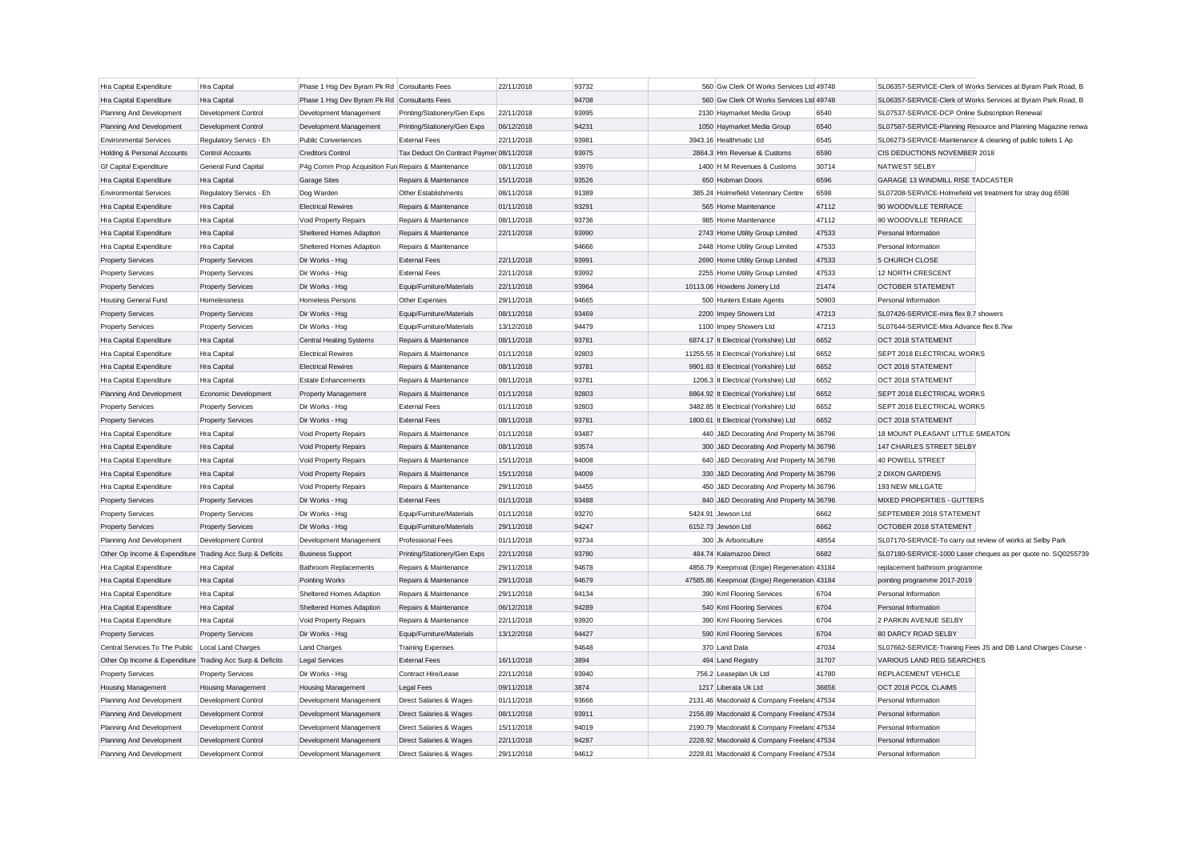| | | | | | | | | | |
|---|---|---|---|---|---|---|---|---|---|
| Hra Capital Expenditure | Hra Capital | Phase 1 Hsg Dev Byram Pk Rd | Consultants Fees | 22/11/2018 | 93732 | 560 | Gw Clerk Of Works Services Ltd | 49748 | SL06357-SERVICE-Clerk of Works Services at Byram Park Road, B |
| Hra Capital Expenditure | Hra Capital | Phase 1 Hsg Dev Byram Pk Rd | Consultants Fees | | 94708 | 560 | Gw Clerk Of Works Services Ltd | 49748 | SL06357-SERVICE-Clerk of Works Services at Byram Park Road, B |
| Planning And Development | Development Control | Development Management | Printing/Stationery/Gen Exps | 22/11/2018 | 93995 | 2130 | Haymarket Media Group | 6540 | SL07537-SERVICE-DCP Online Subscription Renewal |
| Planning And Development | Development Control | Development Management | Printing/Stationery/Gen Exps | 06/12/2018 | 94231 | 1050 | Haymarket Media Group | 6540 | SL07587-SERVICE-Planning Resource and Planning Magazine renwa |
| Environmental Services | Regulatory Servics - Eh | Public Conveniences | External Fees | 22/11/2018 | 93981 | 3943.16 | Healthmatic Ltd | 6545 | SL06273-SERVICE-Maintenance & cleaning of public toilets 1 Ap |
| Holding & Personal Accounts | Control Accounts | Creditors Control | Tax Deduct On Contract Paymen | 08/11/2018 | 93975 | 2864.3 | Hm Revenue & Customs | 6590 | CIS DEDUCTIONS NOVEMBER 2018 |
| Gf Capital Expenditure | General Fund Capital | P4g Comm Prop Acquisition Fun | Repairs & Maintenance | 08/11/2018 | 93976 | 1400 | H M Revenues & Customs | 30714 | NATWEST SELBY |
| Hra Capital Expenditure | Hra Capital | Garage Sites | Repairs & Maintenance | 15/11/2018 | 93526 | 650 | Hobman Doors | 6596 | GARAGE 13 WINDMILL RISE TADCASTER |
| Environmental Services | Regulatory Servics - Eh | Dog Warden | Other Establishments | 08/11/2018 | 91389 | 385.24 | Holmefield Veterinary Centre | 6598 | SL07208-SERVICE-Holmefield vet treatment for stray dog 6598 |
| Hra Capital Expenditure | Hra Capital | Electrical Rewires | Repairs & Maintenance | 01/11/2018 | 93291 | 565 | Home Maintenance | 47112 | 90 WOODVILLE TERRACE |
| Hra Capital Expenditure | Hra Capital | Void Property Repairs | Repairs & Maintenance | 08/11/2018 | 93736 | 985 | Home Maintenance | 47112 | 90 WOODVILLE TERRACE |
| Hra Capital Expenditure | Hra Capital | Sheltered Homes Adaption | Repairs & Maintenance | 22/11/2018 | 93990 | 2743 | Home Utility Group Limited | 47533 | Personal Information |
| Hra Capital Expenditure | Hra Capital | Sheltered Homes Adaption | Repairs & Maintenance | | 94666 | 2448 | Home Utility Group Limited | 47533 | Personal Information |
| Property Services | Property Services | Dir Works - Hsg | External Fees | 22/11/2018 | 93991 | 2690 | Home Utility Group Limited | 47533 | 5 CHURCH CLOSE |
| Property Services | Property Services | Dir Works - Hsg | External Fees | 22/11/2018 | 93992 | 2255 | Home Utility Group Limited | 47533 | 12 NORTH CRESCENT |
| Property Services | Property Services | Dir Works - Hsg | Equip/Furniture/Materials | 22/11/2018 | 93964 | 10113.06 | Howdens Joinery Ltd | 21474 | OCTOBER STATEMENT |
| Housing General Fund | Homelessness | Homeless Persons | Other Expenses | 29/11/2018 | 94665 | 500 | Hunters Estate Agents | 50903 | Personal Information |
| Property Services | Property Services | Dir Works - Hsg | Equip/Furniture/Materials | 08/11/2018 | 93469 | 2200 | Impey Showers Ltd | 47213 | SL07426-SERVICE-mira flex 8.7 showers |
| Property Services | Property Services | Dir Works - Hsg | Equip/Furniture/Materials | 13/12/2018 | 94479 | 1100 | Impey Showers Ltd | 47213 | SL07644-SERVICE-Mira Advance flex 8.7kw |
| Hra Capital Expenditure | Hra Capital | Central Heating Systems | Repairs & Maintenance | 08/11/2018 | 93781 | 6874.17 | It Electrical (Yorkshire) Ltd | 6652 | OCT 2018 STATEMENT |
| Hra Capital Expenditure | Hra Capital | Electrical Rewires | Repairs & Maintenance | 01/11/2018 | 92803 | 11255.55 | It Electrical (Yorkshire) Ltd | 6652 | SEPT 2018 ELECTRICAL WORKS |
| Hra Capital Expenditure | Hra Capital | Electrical Rewires | Repairs & Maintenance | 08/11/2018 | 93781 | 9901.83 | It Electrical (Yorkshire) Ltd | 6652 | OCT 2018 STATEMENT |
| Hra Capital Expenditure | Hra Capital | Estate Enhancements | Repairs & Maintenance | 08/11/2018 | 93781 | 1206.3 | It Electrical (Yorkshire) Ltd | 6652 | OCT 2018 STATEMENT |
| Planning And Development | Economic Development | Property Management | Repairs & Maintenance | 01/11/2018 | 92803 | 8864.92 | It Electrical (Yorkshire) Ltd | 6652 | SEPT 2018 ELECTRICAL WORKS |
| Property Services | Property Services | Dir Works - Hsg | External Fees | 01/11/2018 | 92803 | 3482.85 | It Electrical (Yorkshire) Ltd | 6652 | SEPT 2018 ELECTRICAL WORKS |
| Property Services | Property Services | Dir Works - Hsg | External Fees | 08/11/2018 | 93781 | 1800.61 | It Electrical (Yorkshire) Ltd | 6652 | OCT 2018 STATEMENT |
| Hra Capital Expenditure | Hra Capital | Void Property Repairs | Repairs & Maintenance | 01/11/2018 | 93487 | 440 | J&D Decorating And Property Ma | 36796 | 18 MOUNT PLEASANT LITTLE SMEATON |
| Hra Capital Expenditure | Hra Capital | Void Property Repairs | Repairs & Maintenance | 08/11/2018 | 93574 | 300 | J&D Decorating And Property Ma | 36796 | 147 CHARLES STREET SELBY |
| Hra Capital Expenditure | Hra Capital | Void Property Repairs | Repairs & Maintenance | 15/11/2018 | 94008 | 640 | J&D Decorating And Property Ma | 36796 | 40 POWELL STREET |
| Hra Capital Expenditure | Hra Capital | Void Property Repairs | Repairs & Maintenance | 15/11/2018 | 94009 | 330 | J&D Decorating And Property Ma | 36796 | 2 DIXON GARDENS |
| Hra Capital Expenditure | Hra Capital | Void Property Repairs | Repairs & Maintenance | 29/11/2018 | 94455 | 450 | J&D Decorating And Property Ma | 36796 | 193 NEW MILLGATE |
| Property Services | Property Services | Dir Works - Hsg | External Fees | 01/11/2018 | 93488 | 840 | J&D Decorating And Property Ma | 36796 | MIXED PROPERTIES - GUTTERS |
| Property Services | Property Services | Dir Works - Hsg | Equip/Furniture/Materials | 01/11/2018 | 93270 | 5424.91 | Jewson Ltd | 6662 | SEPTEMBER 2018 STATEMENT |
| Property Services | Property Services | Dir Works - Hsg | Equip/Furniture/Materials | 29/11/2018 | 94247 | 6152.73 | Jewson Ltd | 6662 | OCTOBER 2018 STATEMENT |
| Planning And Development | Development Control | Development Management | Professional Fees | 01/11/2018 | 93734 | 300 | Jk Arboriculture | 48554 | SL07170-SERVICE-To carry out review of works at Selby Park |
| Other Op Income & Expenditure | Trading Acc Surp & Deficits | Business Support | Printing/Stationery/Gen Exps | 22/11/2018 | 93780 | 484.74 | Kalamazoo Direct | 6682 | SL07180-SERVICE-1000 Laser cheques as per quote no. SQ0255739 |
| Hra Capital Expenditure | Hra Capital | Bathroom Replacements | Repairs & Maintenance | 29/11/2018 | 94678 | 4856.79 | Keepmoat (Engie) Regeneration | 43184 | replacement bathroom programme |
| Hra Capital Expenditure | Hra Capital | Pointing Works | Repairs & Maintenance | 29/11/2018 | 94679 | 47585.86 | Keepmoat (Engie) Regeneration | 43184 | pointing programme 2017-2019 |
| Hra Capital Expenditure | Hra Capital | Sheltered Homes Adaption | Repairs & Maintenance | 29/11/2018 | 94134 | 390 | Kml Flooring Services | 6704 | Personal Information |
| Hra Capital Expenditure | Hra Capital | Sheltered Homes Adaption | Repairs & Maintenance | 06/12/2018 | 94289 | 540 | Kml Flooring Services | 6704 | Personal Information |
| Hra Capital Expenditure | Hra Capital | Void Property Repairs | Repairs & Maintenance | 22/11/2018 | 93920 | 390 | Kml Flooring Services | 6704 | 2 PARKIN AVENUE SELBY |
| Property Services | Property Services | Dir Works - Hsg | Equip/Furniture/Materials | 13/12/2018 | 94427 | 590 | Kml Flooring Services | 6704 | 80 DARCY ROAD SELBY |
| Central Services To The Public | Local Land Charges | Land Charges | Training Expenses | | 94648 | 370 | Land Data | 47034 | SL07662-SERVICE-Training Fees JS and DB Land Charges Course - |
| Other Op Income & Expenditure | Trading Acc Surp & Deficits | Legal Services | External Fees | 16/11/2018 | 3894 | 494 | Land Registry | 31707 | VARIOUS LAND REG SEARCHES |
| Property Services | Property Services | Dir Works - Hsg | Contract Hire/Lease | 22/11/2018 | 93940 | 756.2 | Leaseplan Uk Ltd | 41780 | REPLACEMENT VEHICLE |
| Housing Management | Housing Management | Housing Management | Legal Fees | 09/11/2018 | 3874 | 1217 | Liberata Uk Ltd | 36656 | OCT 2018 PCOL CLAIMS |
| Planning And Development | Development Control | Development Management | Direct Salaries & Wages | 01/11/2018 | 93666 | 2131.46 | Macdonald & Company Freelanc | 47534 | Personal Information |
| Planning And Development | Development Control | Development Management | Direct Salaries & Wages | 08/11/2018 | 93911 | 2156.89 | Macdonald & Company Freelanc | 47534 | Personal Information |
| Planning And Development | Development Control | Development Management | Direct Salaries & Wages | 15/11/2018 | 94019 | 2190.79 | Macdonald & Company Freelanc | 47534 | Personal Information |
| Planning And Development | Development Control | Development Management | Direct Salaries & Wages | 22/11/2018 | 94287 | 2228.92 | Macdonald & Company Freelanc | 47534 | Personal Information |
| Planning And Development | Development Control | Development Management | Direct Salaries & Wages | 29/11/2018 | 94612 | 2228.81 | Macdonald & Company Freelanc | 47534 | Personal Information |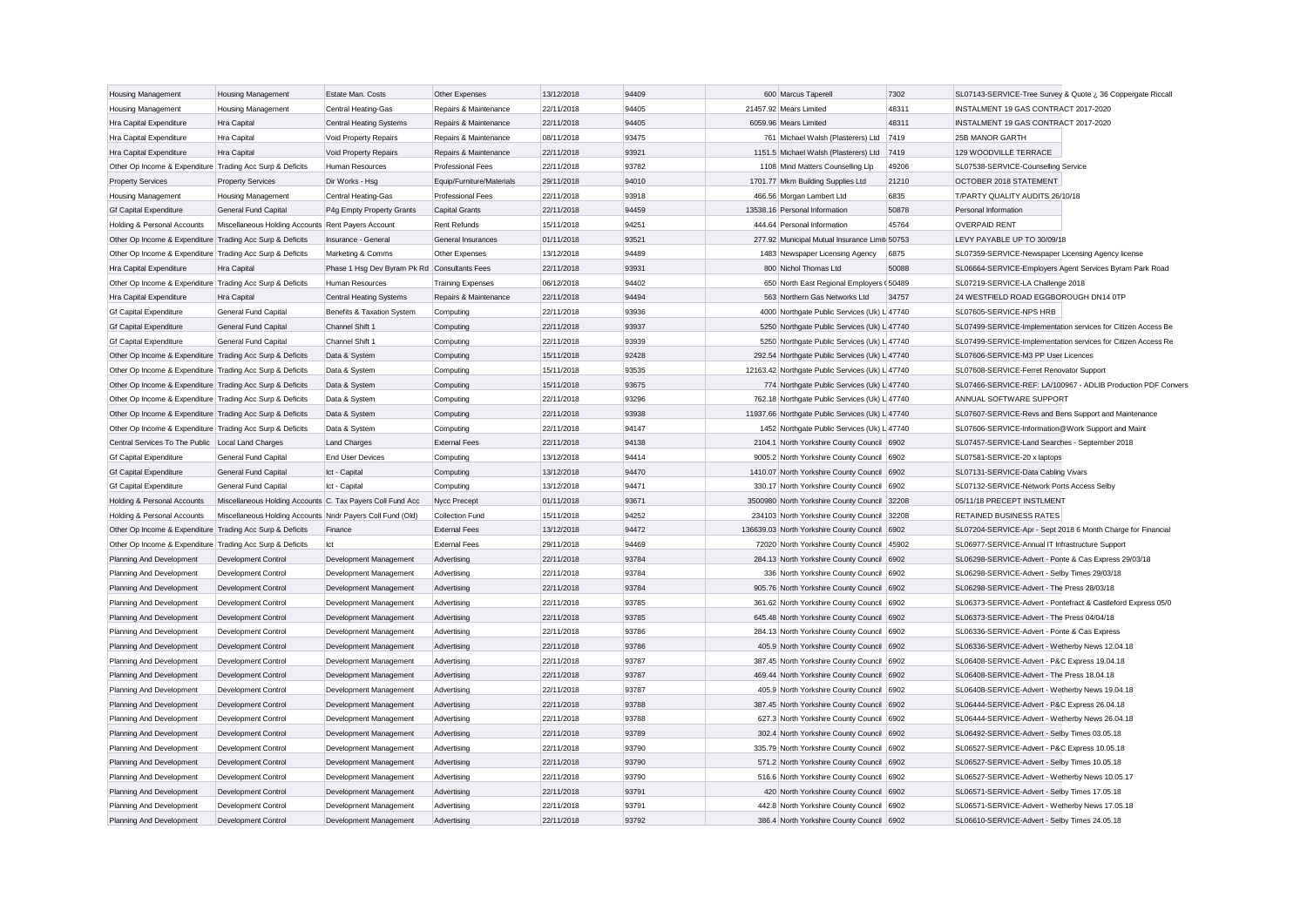| Housing Management | Housing Management | Estate Man. Costs | Other Expenses | 13/12/2018 | 94409 | 600 | Marcus Taperell | 7302 | SL07143-SERVICE-Tree Survey & Quote ¿ 36 Coppergate Riccall |
|---|---|---|---|---|---|---|---|---|---|
| Housing Management | Housing Management | Central Heating-Gas | Repairs & Maintenance | 22/11/2018 | 94405 | 21457.92 | Mears Limited | 48311 | INSTALMENT 19 GAS CONTRACT 2017-2020 |
| Hra Capital Expenditure | Hra Capital | Central Heating Systems | Repairs & Maintenance | 22/11/2018 | 94405 | 6059.96 | Mears Limited | 48311 | INSTALMENT 19 GAS CONTRACT 2017-2020 |
| Hra Capital Expenditure | Hra Capital | Void Property Repairs | Repairs & Maintenance | 08/11/2018 | 93475 | 761 | Michael Walsh (Plasterers) Ltd | 7419 | 25B MANOR GARTH |
| Hra Capital Expenditure | Hra Capital | Void Property Repairs | Repairs & Maintenance | 22/11/2018 | 93921 | 1151.5 | Michael Walsh (Plasterers) Ltd | 7419 | 129 WOODVILLE TERRACE |
| Other Op Income & Expenditure | Trading Acc Surp & Deficits | Human Resources | Professional Fees | 22/11/2018 | 93782 | 1108 | Mind Matters Counselling Llp | 49206 | SL07538-SERVICE-Counselling Service |
| Property Services | Property Services | Dir Works - Hsg | Equip/Furniture/Materials | 29/11/2018 | 94010 | 1701.77 | Mkm Building Supplies Ltd | 21210 | OCTOBER 2018 STATEMENT |
| Housing Management | Housing Management | Central Heating-Gas | Professional Fees | 22/11/2018 | 93918 | 466.56 | Morgan Lambert Ltd | 6835 | T/PARTY QUALITY AUDITS 26/10/18 |
| Gf Capital Expenditure | General Fund Capital | P4g Empty Property Grants | Capital Grants | 22/11/2018 | 94459 | 13538.16 | Personal Information | 50878 | Personal Information |
| Holding & Personal Accounts | Miscellaneous Holding Accounts | Rent Payers Account | Rent Refunds | 15/11/2018 | 94251 | 444.64 | Personal Information | 45764 | OVERPAID RENT |
| Other Op Income & Expenditure | Trading Acc Surp & Deficits | Insurance - General | General Insurances | 01/11/2018 | 93521 | 277.92 | Municipal Mutual Insurance Limit | 50753 | LEVY PAYABLE UP TO 30/09/18 |
| Other Op Income & Expenditure | Trading Acc Surp & Deficits | Marketing & Comms | Other Expenses | 13/12/2018 | 94489 | 1483 | Newspaper Licensing Agency | 6875 | SL07359-SERVICE-Newspaper Licensing Agency license |
| Hra Capital Expenditure | Hra Capital | Phase 1 Hsg Dev Byram Pk Rd | Consultants Fees | 22/11/2018 | 93931 | 800 | Nichol Thomas Ltd | 50088 | SL06664-SERVICE-Employers Agent Services Byram Park Road |
| Other Op Income & Expenditure | Trading Acc Surp & Deficits | Human Resources | Training Expenses | 06/12/2018 | 94402 | 650 | North East Regional Employers ( | 50489 | SL07219-SERVICE-LA Challenge 2018 |
| Hra Capital Expenditure | Hra Capital | Central Heating Systems | Repairs & Maintenance | 22/11/2018 | 94494 | 563 | Northern Gas Networks Ltd | 34757 | 24 WESTFIELD ROAD EGGBOROUGH DN14 0TP |
| Gf Capital Expenditure | General Fund Capital | Benefits & Taxation System | Computing | 22/11/2018 | 93936 | 4000 | Northgate Public Services (Uk) L | 47740 | SL07605-SERVICE-NPS HRB |
| Gf Capital Expenditure | General Fund Capital | Channel Shift 1 | Computing | 22/11/2018 | 93937 | 5250 | Northgate Public Services (Uk) L | 47740 | SL07499-SERVICE-Implementation services for Citizen Access Be |
| Gf Capital Expenditure | General Fund Capital | Channel Shift 1 | Computing | 22/11/2018 | 93939 | 5250 | Northgate Public Services (Uk) L | 47740 | SL07499-SERVICE-Implementation services for Citizen Access Re |
| Other Op Income & Expenditure | Trading Acc Surp & Deficits | Data & System | Computing | 15/11/2018 | 92428 | 292.54 | Northgate Public Services (Uk) L | 47740 | SL07606-SERVICE-M3 PP User Licences |
| Other Op Income & Expenditure | Trading Acc Surp & Deficits | Data & System | Computing | 15/11/2018 | 93535 | 12163.42 | Northgate Public Services (Uk) L | 47740 | SL07608-SERVICE-Ferret Renovator Support |
| Other Op Income & Expenditure | Trading Acc Surp & Deficits | Data & System | Computing | 15/11/2018 | 93675 | 774 | Northgate Public Services (Uk) L | 47740 | SL07466-SERVICE-REF: LA/100967 - ADLIB Production PDF Convers |
| Other Op Income & Expenditure | Trading Acc Surp & Deficits | Data & System | Computing | 22/11/2018 | 93296 | 762.18 | Northgate Public Services (Uk) L | 47740 | ANNUAL SOFTWARE SUPPORT |
| Other Op Income & Expenditure | Trading Acc Surp & Deficits | Data & System | Computing | 22/11/2018 | 93938 | 11937.66 | Northgate Public Services (Uk) L | 47740 | SL07607-SERVICE-Revs and Bens Support and Maintenance |
| Other Op Income & Expenditure | Trading Acc Surp & Deficits | Data & System | Computing | 22/11/2018 | 94147 | 1452 | Northgate Public Services (Uk) L | 47740 | SL07606-SERVICE-Information@Work Support and Maint |
| Central Services To The Public | Local Land Charges | Land Charges | External Fees | 22/11/2018 | 94138 | 2104.1 | North Yorkshire County Council | 6902 | SL07457-SERVICE-Land Searches - September 2018 |
| Gf Capital Expenditure | General Fund Capital | End User Devices | Computing | 13/12/2018 | 94414 | 9005.2 | North Yorkshire County Council | 6902 | SL07581-SERVICE-20 x laptops |
| Gf Capital Expenditure | General Fund Capital | Ict - Capital | Computing | 13/12/2018 | 94470 | 1410.07 | North Yorkshire County Council | 6902 | SL07131-SERVICE-Data Cabling Vivars |
| Gf Capital Expenditure | General Fund Capital | Ict - Capital | Computing | 13/12/2018 | 94471 | 330.17 | North Yorkshire County Council | 6902 | SL07132-SERVICE-Network Ports Access Selby |
| Holding & Personal Accounts | Miscellaneous Holding Accounts | C. Tax Payers Coll Fund Acc | Nycc Precept | 01/11/2018 | 93671 | 3500980 | North Yorkshire County Council | 32208 | 05/11/18 PRECEPT INSTLMENT |
| Holding & Personal Accounts | Miscellaneous Holding Accounts | Nndr Payers Coll Fund (Old) | Collection Fund | 15/11/2018 | 94252 | 234103 | North Yorkshire County Council | 32208 | RETAINED BUSINESS RATES |
| Other Op Income & Expenditure | Trading Acc Surp & Deficits | Finance | External Fees | 13/12/2018 | 94472 | 136639.03 | North Yorkshire County Council | 6902 | SL07204-SERVICE-Apr - Sept 2018 6 Month Charge for Financial |
| Other Op Income & Expenditure | Trading Acc Surp & Deficits | Ict | External Fees | 29/11/2018 | 94469 | 72020 | North Yorkshire County Council | 45902 | SL06977-SERVICE-Annual IT Infrastructure Support |
| Planning And Development | Development Control | Development Management | Advertising | 22/11/2018 | 93784 | 284.13 | North Yorkshire County Council | 6902 | SL06298-SERVICE-Advert - Ponte & Cas Express 29/03/18 |
| Planning And Development | Development Control | Development Management | Advertising | 22/11/2018 | 93784 | 336 | North Yorkshire County Council | 6902 | SL06298-SERVICE-Advert - Selby Times 29/03/18 |
| Planning And Development | Development Control | Development Management | Advertising | 22/11/2018 | 93784 | 905.76 | North Yorkshire County Council | 6902 | SL06298-SERVICE-Advert - The Press 28/03/18 |
| Planning And Development | Development Control | Development Management | Advertising | 22/11/2018 | 93785 | 361.62 | North Yorkshire County Council | 6902 | SL06373-SERVICE-Advert - Pontefract & Castleford Express 05/0 |
| Planning And Development | Development Control | Development Management | Advertising | 22/11/2018 | 93785 | 645.48 | North Yorkshire County Council | 6902 | SL06373-SERVICE-Advert - The Press 04/04/18 |
| Planning And Development | Development Control | Development Management | Advertising | 22/11/2018 | 93786 | 284.13 | North Yorkshire County Council | 6902 | SL06336-SERVICE-Advert - Ponte & Cas Express |
| Planning And Development | Development Control | Development Management | Advertising | 22/11/2018 | 93786 | 405.9 | North Yorkshire County Council | 6902 | SL06336-SERVICE-Advert - Wetherby News 12.04.18 |
| Planning And Development | Development Control | Development Management | Advertising | 22/11/2018 | 93787 | 387.45 | North Yorkshire County Council | 6902 | SL06408-SERVICE-Advert - P&C Express 19.04.18 |
| Planning And Development | Development Control | Development Management | Advertising | 22/11/2018 | 93787 | 469.44 | North Yorkshire County Council | 6902 | SL06408-SERVICE-Advert - The Press 18.04.18 |
| Planning And Development | Development Control | Development Management | Advertising | 22/11/2018 | 93787 | 405.9 | North Yorkshire County Council | 6902 | SL06408-SERVICE-Advert - Wetherby News 19.04.18 |
| Planning And Development | Development Control | Development Management | Advertising | 22/11/2018 | 93788 | 387.45 | North Yorkshire County Council | 6902 | SL06444-SERVICE-Advert - P&C Express 26.04.18 |
| Planning And Development | Development Control | Development Management | Advertising | 22/11/2018 | 93788 | 627.3 | North Yorkshire County Council | 6902 | SL06444-SERVICE-Advert - Wetherby News 26.04.18 |
| Planning And Development | Development Control | Development Management | Advertising | 22/11/2018 | 93789 | 302.4 | North Yorkshire County Council | 6902 | SL06492-SERVICE-Advert - Selby Times 03.05.18 |
| Planning And Development | Development Control | Development Management | Advertising | 22/11/2018 | 93790 | 335.79 | North Yorkshire County Council | 6902 | SL06527-SERVICE-Advert - P&C Express 10.05.18 |
| Planning And Development | Development Control | Development Management | Advertising | 22/11/2018 | 93790 | 571.2 | North Yorkshire County Council | 6902 | SL06527-SERVICE-Advert - Selby Times 10.05.18 |
| Planning And Development | Development Control | Development Management | Advertising | 22/11/2018 | 93790 | 516.6 | North Yorkshire County Council | 6902 | SL06527-SERVICE-Advert - Wetherby News 10.05.17 |
| Planning And Development | Development Control | Development Management | Advertising | 22/11/2018 | 93791 | 420 | North Yorkshire County Council | 6902 | SL06571-SERVICE-Advert - Selby Times 17.05.18 |
| Planning And Development | Development Control | Development Management | Advertising | 22/11/2018 | 93791 | 442.8 | North Yorkshire County Council | 6902 | SL06571-SERVICE-Advert - Wetherby News 17.05.18 |
| Planning And Development | Development Control | Development Management | Advertising | 22/11/2018 | 93792 | 386.4 | North Yorkshire County Council | 6902 | SL06610-SERVICE-Advert - Selby Times 24.05.18 |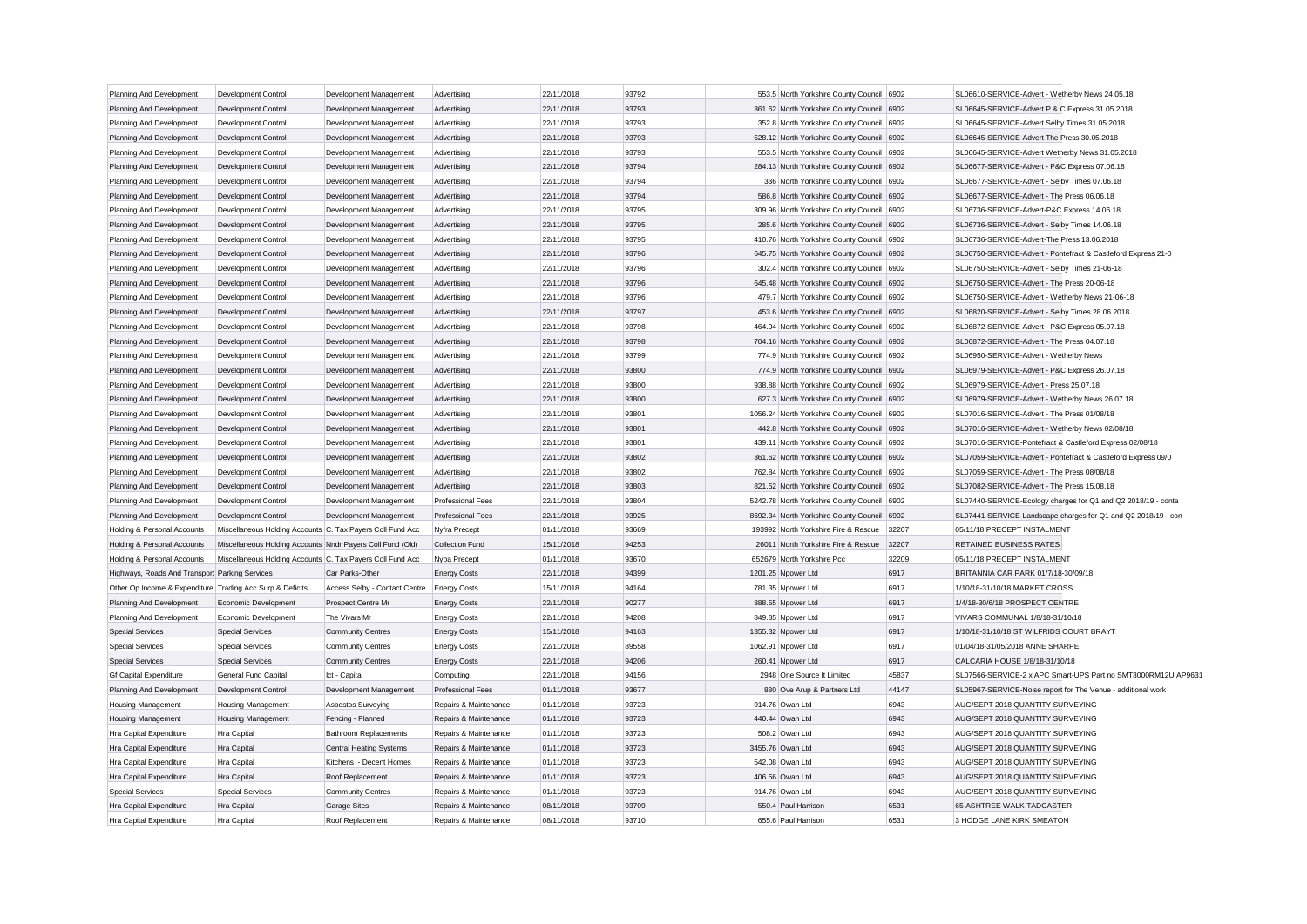| | | | | | | | | | |
|---|---|---|---|---|---|---|---|---|---|
| Planning And Development | Development Control | Development Management | Advertising | 22/11/2018 | 93792 | 553.5 | North Yorkshire County Council | 6902 | SL06610-SERVICE-Advert - Wetherby News 24.05.18 |
| Planning And Development | Development Control | Development Management | Advertising | 22/11/2018 | 93793 | 361.62 | North Yorkshire County Council | 6902 | SL06645-SERVICE-Advert P & C Express 31.05.2018 |
| Planning And Development | Development Control | Development Management | Advertising | 22/11/2018 | 93793 | 352.8 | North Yorkshire County Council | 6902 | SL06645-SERVICE-Advert Selby Times 31.05.2018 |
| Planning And Development | Development Control | Development Management | Advertising | 22/11/2018 | 93793 | 528.12 | North Yorkshire County Council | 6902 | SL06645-SERVICE-Advert The Press 30.05.2018 |
| Planning And Development | Development Control | Development Management | Advertising | 22/11/2018 | 93793 | 553.5 | North Yorkshire County Council | 6902 | SL06645-SERVICE-Advert Wetherby News 31.05.2018 |
| Planning And Development | Development Control | Development Management | Advertising | 22/11/2018 | 93794 | 284.13 | North Yorkshire County Council | 6902 | SL06677-SERVICE-Advert - P&C Express 07.06.18 |
| Planning And Development | Development Control | Development Management | Advertising | 22/11/2018 | 93794 | 336 | North Yorkshire County Council | 6902 | SL06677-SERVICE-Advert - Selby Times 07.06.18 |
| Planning And Development | Development Control | Development Management | Advertising | 22/11/2018 | 93794 | 586.8 | North Yorkshire County Council | 6902 | SL06677-SERVICE-Advert - The Press 06.06.18 |
| Planning And Development | Development Control | Development Management | Advertising | 22/11/2018 | 93795 | 309.96 | North Yorkshire County Council | 6902 | SL06736-SERVICE-Advert-P&C Express 14.06.18 |
| Planning And Development | Development Control | Development Management | Advertising | 22/11/2018 | 93795 | 285.6 | North Yorkshire County Council | 6902 | SL06736-SERVICE-Advert - Selby Times 14.06.18 |
| Planning And Development | Development Control | Development Management | Advertising | 22/11/2018 | 93795 | 410.76 | North Yorkshire County Council | 6902 | SL06736-SERVICE-Advert-The Press 13.06.2018 |
| Planning And Development | Development Control | Development Management | Advertising | 22/11/2018 | 93796 | 645.75 | North Yorkshire County Council | 6902 | SL06750-SERVICE-Advert - Pontefract & Castleford Express 21-0 |
| Planning And Development | Development Control | Development Management | Advertising | 22/11/2018 | 93796 | 302.4 | North Yorkshire County Council | 6902 | SL06750-SERVICE-Advert - Selby Times 21-06-18 |
| Planning And Development | Development Control | Development Management | Advertising | 22/11/2018 | 93796 | 645.48 | North Yorkshire County Council | 6902 | SL06750-SERVICE-Advert - The Press 20-06-18 |
| Planning And Development | Development Control | Development Management | Advertising | 22/11/2018 | 93796 | 479.7 | North Yorkshire County Council | 6902 | SL06750-SERVICE-Advert - Wetherby News 21-06-18 |
| Planning And Development | Development Control | Development Management | Advertising | 22/11/2018 | 93797 | 453.6 | North Yorkshire County Council | 6902 | SL06820-SERVICE-Advert - Selby Times 28.06.2018 |
| Planning And Development | Development Control | Development Management | Advertising | 22/11/2018 | 93798 | 464.94 | North Yorkshire County Council | 6902 | SL06872-SERVICE-Advert - P&C Express 05.07.18 |
| Planning And Development | Development Control | Development Management | Advertising | 22/11/2018 | 93798 | 704.16 | North Yorkshire County Council | 6902 | SL06872-SERVICE-Advert - The Press 04.07.18 |
| Planning And Development | Development Control | Development Management | Advertising | 22/11/2018 | 93799 | 774.9 | North Yorkshire County Council | 6902 | SL06950-SERVICE-Advert - Wetherby News |
| Planning And Development | Development Control | Development Management | Advertising | 22/11/2018 | 93800 | 774.9 | North Yorkshire County Council | 6902 | SL06979-SERVICE-Advert - P&C Express 26.07.18 |
| Planning And Development | Development Control | Development Management | Advertising | 22/11/2018 | 93800 | 938.88 | North Yorkshire County Council | 6902 | SL06979-SERVICE-Advert - Press 25.07.18 |
| Planning And Development | Development Control | Development Management | Advertising | 22/11/2018 | 93800 | 627.3 | North Yorkshire County Council | 6902 | SL06979-SERVICE-Advert - Wetherby News 26.07.18 |
| Planning And Development | Development Control | Development Management | Advertising | 22/11/2018 | 93801 | 1056.24 | North Yorkshire County Council | 6902 | SL07016-SERVICE-Advert - The Press 01/08/18 |
| Planning And Development | Development Control | Development Management | Advertising | 22/11/2018 | 93801 | 442.8 | North Yorkshire County Council | 6902 | SL07016-SERVICE-Advert - Wetherby News 02/08/18 |
| Planning And Development | Development Control | Development Management | Advertising | 22/11/2018 | 93801 | 439.11 | North Yorkshire County Council | 6902 | SL07016-SERVICE-Pontefract & Castleford Express 02/08/18 |
| Planning And Development | Development Control | Development Management | Advertising | 22/11/2018 | 93802 | 361.62 | North Yorkshire County Council | 6902 | SL07059-SERVICE-Advert - Pontefract & Castleford Express 09/0 |
| Planning And Development | Development Control | Development Management | Advertising | 22/11/2018 | 93802 | 762.84 | North Yorkshire County Council | 6902 | SL07059-SERVICE-Advert - The Press 08/08/18 |
| Planning And Development | Development Control | Development Management | Advertising | 22/11/2018 | 93803 | 821.52 | North Yorkshire County Council | 6902 | SL07082-SERVICE-Advert - The Press 15.08.18 |
| Planning And Development | Development Control | Development Management | Professional Fees | 22/11/2018 | 93804 | 5242.78 | North Yorkshire County Council | 6902 | SL07440-SERVICE-Ecology charges for Q1 and Q2 2018/19 - conta |
| Planning And Development | Development Control | Development Management | Professional Fees | 22/11/2018 | 93925 | 8692.34 | North Yorkshire County Council | 6902 | SL07441-SERVICE-Landscape charges for Q1 and Q2 2018/19 - con |
| Holding & Personal Accounts | Miscellaneous Holding Accounts | C. Tax Payers Coll Fund Acc | Nyfra Precept | 01/11/2018 | 93669 | 193992 | North Yorkshire Fire & Rescue | 32207 | 05/11/18 PRECEPT INSTALMENT |
| Holding & Personal Accounts | Miscellaneous Holding Accounts | Nndr Payers Coll Fund (Old) | Collection Fund | 15/11/2018 | 94253 | 26011 | North Yorkshire Fire & Rescue | 32207 | RETAINED BUSINESS RATES |
| Holding & Personal Accounts | Miscellaneous Holding Accounts | C. Tax Payers Coll Fund Acc | Nypa Precept | 01/11/2018 | 93670 | 652679 | North Yorkshire Pcc | 32209 | 05/11/18 PRECEPT INSTALMENT |
| Highways, Roads And Transport | Parking Services | Car Parks-Other | Energy Costs | 22/11/2018 | 94399 | 1201.25 | Npower Ltd | 6917 | BRITANNIA CAR PARK 01/7/18-30/09/18 |
| Other Op Income & Expenditure | Trading Acc Surp & Deficits | Access Selby - Contact Centre | Energy Costs | 15/11/2018 | 94164 | 781.35 | Npower Ltd | 6917 | 1/10/18-31/10/18 MARKET CROSS |
| Planning And Development | Economic Development | Prospect Centre Mr | Energy Costs | 22/11/2018 | 90277 | 888.55 | Npower Ltd | 6917 | 1/4/18-30/6/18 PROSPECT CENTRE |
| Planning And Development | Economic Development | The Vivars Mr | Energy Costs | 22/11/2018 | 94208 | 849.85 | Npower Ltd | 6917 | VIVARS COMMUNAL 1/8/18-31/10/18 |
| Special Services | Special Services | Community Centres | Energy Costs | 15/11/2018 | 94163 | 1355.32 | Npower Ltd | 6917 | 1/10/18-31/10/18 ST WILFRIDS COURT BRAYT |
| Special Services | Special Services | Community Centres | Energy Costs | 22/11/2018 | 89558 | 1062.91 | Npower Ltd | 6917 | 01/04/18-31/05/2018 ANNE SHARPE |
| Special Services | Special Services | Community Centres | Energy Costs | 22/11/2018 | 94206 | 260.41 | Npower Ltd | 6917 | CALCARIA HOUSE 1/8/18-31/10/18 |
| Gf Capital Expenditure | General Fund Capital | Ict - Capital | Computing | 22/11/2018 | 94156 | 2948 | One Source It Limited | 45837 | SL07566-SERVICE-2 x APC Smart-UPS Part no SMT3000RM12U AP9631 |
| Planning And Development | Development Control | Development Management | Professional Fees | 01/11/2018 | 93677 | 880 | Ove Arup & Partners Ltd | 44147 | SL05967-SERVICE-Noise report for The Venue - additional work |
| Housing Management | Housing Management | Asbestos Surveying | Repairs & Maintenance | 01/11/2018 | 93723 | 914.76 | Owan Ltd | 6943 | AUG/SEPT 2018 QUANTITY SURVEYING |
| Housing Management | Housing Management | Fencing - Planned | Repairs & Maintenance | 01/11/2018 | 93723 | 440.44 | Owan Ltd | 6943 | AUG/SEPT 2018 QUANTITY SURVEYING |
| Hra Capital Expenditure | Hra Capital | Bathroom Replacements | Repairs & Maintenance | 01/11/2018 | 93723 | 508.2 | Owan Ltd | 6943 | AUG/SEPT 2018 QUANTITY SURVEYING |
| Hra Capital Expenditure | Hra Capital | Central Heating Systems | Repairs & Maintenance | 01/11/2018 | 93723 | 3455.76 | Owan Ltd | 6943 | AUG/SEPT 2018 QUANTITY SURVEYING |
| Hra Capital Expenditure | Hra Capital | Kitchens - Decent Homes | Repairs & Maintenance | 01/11/2018 | 93723 | 542.08 | Owan Ltd | 6943 | AUG/SEPT 2018 QUANTITY SURVEYING |
| Hra Capital Expenditure | Hra Capital | Roof Replacement | Repairs & Maintenance | 01/11/2018 | 93723 | 406.56 | Owan Ltd | 6943 | AUG/SEPT 2018 QUANTITY SURVEYING |
| Special Services | Special Services | Community Centres | Repairs & Maintenance | 01/11/2018 | 93723 | 914.76 | Owan Ltd | 6943 | AUG/SEPT 2018 QUANTITY SURVEYING |
| Hra Capital Expenditure | Hra Capital | Garage Sites | Repairs & Maintenance | 08/11/2018 | 93709 | 550.4 | Paul Harrison | 6531 | 65 ASHTREE WALK TADCASTER |
| Hra Capital Expenditure | Hra Capital | Roof Replacement | Repairs & Maintenance | 08/11/2018 | 93710 | 655.6 | Paul Harrison | 6531 | 3 HODGE LANE KIRK SMEATON |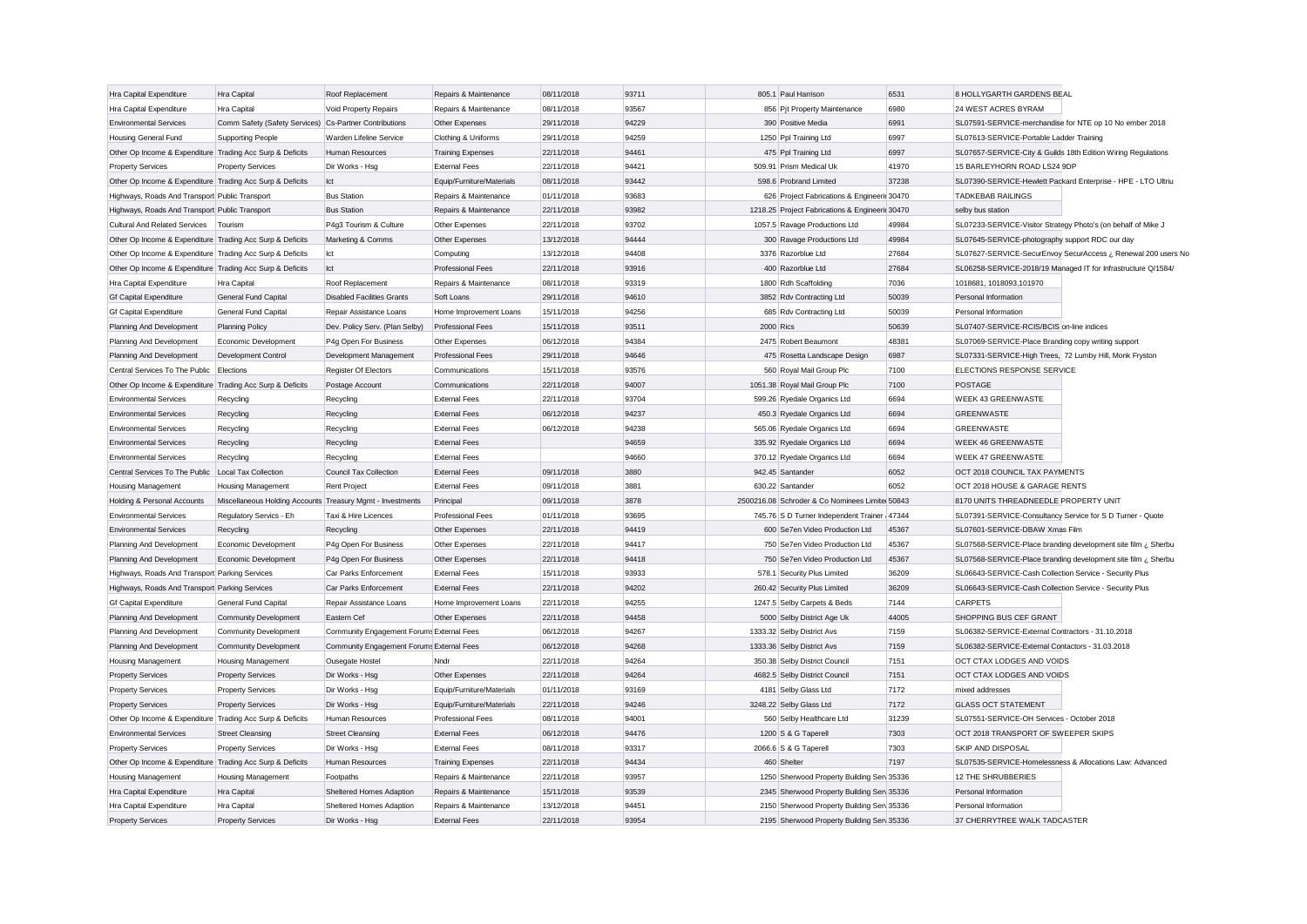| | | | | | | | | | |
|---|---|---|---|---|---|---|---|---|---|
| Hra Capital Expenditure | Hra Capital | Roof Replacement | Repairs & Maintenance | 08/11/2018 | 93711 | 805.1 | Paul Harrison | 6531 | 8 HOLLYGARTH GARDENS BEAL |
| Hra Capital Expenditure | Hra Capital | Void Property Repairs | Repairs & Maintenance | 08/11/2018 | 93567 | 856 | Pjt Property Maintenance | 6980 | 24 WEST ACRES BYRAM |
| Environmental Services | Comm Safety (Safety Services) | Cs-Partner Contributions | Other Expenses | 29/11/2018 | 94229 | 390 | Positive Media | 6991 | SL07591-SERVICE-merchandise for NTE op 10 No ember 2018 |
| Housing General Fund | Supporting People | Warden Lifeline Service | Clothing & Uniforms | 29/11/2018 | 94259 | 1250 | Ppl Training Ltd | 6997 | SL07613-SERVICE-Portable Ladder Training |
| Other Op Income & Expenditure | Trading Acc Surp & Deficits | Human Resources | Training Expenses | 22/11/2018 | 94461 | 475 | Ppl Training Ltd | 6997 | SL07657-SERVICE-City & Guilds 18th Edition Wiring Regulations |
| Property Services | Property Services | Dir Works - Hsg | External Fees | 22/11/2018 | 94421 | 509.91 | Prism Medical Uk | 41970 | 15 BARLEYHORN ROAD LS24 9DP |
| Other Op Income & Expenditure | Trading Acc Surp & Deficits | Ict | Equip/Furniture/Materials | 08/11/2018 | 93442 | 598.6 | Probrand Limited | 37238 | SL07390-SERVICE-Hewlett Packard Enterprise - HPE - LTO Ultriu |
| Highways, Roads And Transport | Public Transport | Bus Station | Repairs & Maintenance | 01/11/2018 | 93683 | 626 | Project Fabrications & Engineeri | 30470 | TADKEBAB RAILINGS |
| Highways, Roads And Transport | Public Transport | Bus Station | Repairs & Maintenance | 22/11/2018 | 93982 | 1218.25 | Project Fabrications & Engineeri | 30470 | selby bus station |
| Cultural And Related Services | Tourism | P4g3 Tourism & Culture | Other Expenses | 22/11/2018 | 93702 | 1057.5 | Ravage Productions Ltd | 49984 | SL07233-SERVICE-Visitor Strategy Photo's (on behalf of Mike J |
| Other Op Income & Expenditure | Trading Acc Surp & Deficits | Marketing & Comms | Other Expenses | 13/12/2018 | 94444 | 300 | Ravage Productions Ltd | 49984 | SL07645-SERVICE-photography support RDC our day |
| Other Op Income & Expenditure | Trading Acc Surp & Deficits | Ict | Computing | 13/12/2018 | 94408 | 3376 | Razorblue Ltd | 27684 | SL07627-SERVICE-SecurEnvoy SecurAccess ¿ Renewal 200 users No |
| Other Op Income & Expenditure | Trading Acc Surp & Deficits | Ict | Professional Fees | 22/11/2018 | 93916 | 400 | Razorblue Ltd | 27684 | SL06258-SERVICE-2018/19 Managed IT for Infrastructure Q/1584/ |
| Hra Capital Expenditure | Hra Capital | Roof Replacement | Repairs & Maintenance | 08/11/2018 | 93319 | 1800 | Rdh Scaffolding | 7036 | 1018681, 1018093,101970 |
| Gf Capital Expenditure | General Fund Capital | Disabled Facilities Grants | Soft Loans | 29/11/2018 | 94610 | 3852 | Rdv Contracting Ltd | 50039 | Personal Information |
| Gf Capital Expenditure | General Fund Capital | Repair Assistance Loans | Home Improvement Loans | 15/11/2018 | 94256 | 685 | Rdv Contracting Ltd | 50039 | Personal Information |
| Planning And Development | Planning Policy | Dev. Policy Serv. (Plan Selby) | Professional Fees | 15/11/2018 | 93511 | 2000 | Rics | 50639 | SL07407-SERVICE-RCIS/BCIS on-line indices |
| Planning And Development | Economic Development | P4g Open For Business | Other Expenses | 06/12/2018 | 94384 | 2475 | Robert Beaumont | 48381 | SL07069-SERVICE-Place Branding copy writing support |
| Planning And Development | Development Control | Development Management | Professional Fees | 29/11/2018 | 94646 | 475 | Rosetta Landscape Design | 6987 | SL07331-SERVICE-High Trees, 72 Lumby Hill, Monk Fryston |
| Central Services To The Public | Elections | Register Of Electors | Communications | 15/11/2018 | 93576 | 560 | Royal Mail Group Plc | 7100 | ELECTIONS RESPONSE SERVICE |
| Other Op Income & Expenditure | Trading Acc Surp & Deficits | Postage Account | Communications | 22/11/2018 | 94007 | 1051.38 | Royal Mail Group Plc | 7100 | POSTAGE |
| Environmental Services | Recycling | Recycling | External Fees | 22/11/2018 | 93704 | 599.26 | Ryedale Organics Ltd | 6694 | WEEK 43 GREENWASTE |
| Environmental Services | Recycling | Recycling | External Fees | 06/12/2018 | 94237 | 450.3 | Ryedale Organics Ltd | 6694 | GREENWASTE |
| Environmental Services | Recycling | Recycling | External Fees | 06/12/2018 | 94238 | 565.06 | Ryedale Organics Ltd | 6694 | GREENWASTE |
| Environmental Services | Recycling | Recycling | External Fees | | 94659 | 335.92 | Ryedale Organics Ltd | 6694 | WEEK 46 GREENWASTE |
| Environmental Services | Recycling | Recycling | External Fees | | 94660 | 370.12 | Ryedale Organics Ltd | 6694 | WEEK 47 GREENWASTE |
| Central Services To The Public | Local Tax Collection | Council Tax Collection | External Fees | 09/11/2018 | 3880 | 942.45 | Santander | 6052 | OCT 2018 COUNCIL TAX PAYMENTS |
| Housing Management | Housing Management | Rent Project | External Fees | 09/11/2018 | 3881 | 630.22 | Santander | 6052 | OCT 2018 HOUSE & GARAGE RENTS |
| Holding & Personal Accounts | Miscellaneous Holding Accounts | Treasury Mgmt - Investments | Principal | 09/11/2018 | 3878 | 2500216.08 | Schroder & Co Nominees Limited | 50843 | 8170 UNITS THREADNEEDLE PROPERTY UNIT |
| Environmental Services | Regulatory Servics - Eh | Taxi & Hire Licences | Professional Fees | 01/11/2018 | 93695 | 745.76 | S D Turner Independent Trainer | 47344 | SL07391-SERVICE-Consultancy Service for S D Turner - Quote |
| Environmental Services | Recycling | Recycling | Other Expenses | 22/11/2018 | 94419 | 600 | Se7en Video Production Ltd | 45367 | SL07601-SERVICE-DBAW Xmas Film |
| Planning And Development | Economic Development | P4g Open For Business | Other Expenses | 22/11/2018 | 94417 | 750 | Se7en Video Production Ltd | 45367 | SL07568-SERVICE-Place branding development site film ¿ Sherbu |
| Planning And Development | Economic Development | P4g Open For Business | Other Expenses | 22/11/2018 | 94418 | 750 | Se7en Video Production Ltd | 45367 | SL07568-SERVICE-Place branding development site film ¿ Sherbu |
| Highways, Roads And Transport | Parking Services | Car Parks Enforcement | External Fees | 15/11/2018 | 93933 | 578.1 | Security Plus Limited | 36209 | SL06643-SERVICE-Cash Collection Service - Security Plus |
| Highways, Roads And Transport | Parking Services | Car Parks Enforcement | External Fees | 22/11/2018 | 94202 | 260.42 | Security Plus Limited | 36209 | SL06643-SERVICE-Cash Collection Service - Security Plus |
| Gf Capital Expenditure | General Fund Capital | Repair Assistance Loans | Home Improvement Loans | 22/11/2018 | 94255 | 1247.5 | Selby Carpets & Beds | 7144 | CARPETS |
| Planning And Development | Community Development | Eastern Cef | Other Expenses | 22/11/2018 | 94458 | 5000 | Selby District Age Uk | 44005 | SHOPPING BUS CEF GRANT |
| Planning And Development | Community Development | Community Engagement Forums | External Fees | 06/12/2018 | 94267 | 1333.32 | Selby District Avs | 7159 | SL06382-SERVICE-External Contractors - 31.10.2018 |
| Planning And Development | Community Development | Community Engagement Forums | External Fees | 06/12/2018 | 94268 | 1333.36 | Selby District Avs | 7159 | SL06382-SERVICE-External Contactors - 31.03.2018 |
| Housing Management | Housing Management | Ousegate Hostel | Nndr | 22/11/2018 | 94264 | 350.38 | Selby District Council | 7151 | OCT CTAX LODGES AND VOIDS |
| Property Services | Property Services | Dir Works - Hsg | Other Expenses | 22/11/2018 | 94264 | 4682.5 | Selby District Council | 7151 | OCT CTAX LODGES AND VOIDS |
| Property Services | Property Services | Dir Works - Hsg | Equip/Furniture/Materials | 01/11/2018 | 93169 | 4181 | Selby Glass Ltd | 7172 | mixed addresses |
| Property Services | Property Services | Dir Works - Hsg | Equip/Furniture/Materials | 22/11/2018 | 94246 | 3248.22 | Selby Glass Ltd | 7172 | GLASS OCT STATEMENT |
| Other Op Income & Expenditure | Trading Acc Surp & Deficits | Human Resources | Professional Fees | 08/11/2018 | 94001 | 560 | Selby Healthcare Ltd | 31239 | SL07551-SERVICE-OH Services - October 2018 |
| Environmental Services | Street Cleansing | Street Cleansing | External Fees | 06/12/2018 | 94476 | 1200 | S & G Taperell | 7303 | OCT 2018 TRANSPORT OF SWEEPER SKIPS |
| Property Services | Property Services | Dir Works - Hsg | External Fees | 08/11/2018 | 93317 | 2066.6 | S & G Taperell | 7303 | SKIP AND DISPOSAL |
| Other Op Income & Expenditure | Trading Acc Surp & Deficits | Human Resources | Training Expenses | 22/11/2018 | 94434 | 460 | Shelter | 7197 | SL07535-SERVICE-Homelessness & Allocations Law: Advanced |
| Housing Management | Housing Management | Footpaths | Repairs & Maintenance | 22/11/2018 | 93957 | 1250 | Sherwood Property Building Serv | 35336 | 12 THE SHRUBBERIES |
| Hra Capital Expenditure | Hra Capital | Sheltered Homes Adaption | Repairs & Maintenance | 15/11/2018 | 93539 | 2345 | Sherwood Property Building Serv | 35336 | Personal Information |
| Hra Capital Expenditure | Hra Capital | Sheltered Homes Adaption | Repairs & Maintenance | 13/12/2018 | 94451 | 2150 | Sherwood Property Building Serv | 35336 | Personal Information |
| Property Services | Property Services | Dir Works - Hsg | External Fees | 22/11/2018 | 93954 | 2195 | Sherwood Property Building Serv | 35336 | 37 CHERRYTREE WALK TADCASTER |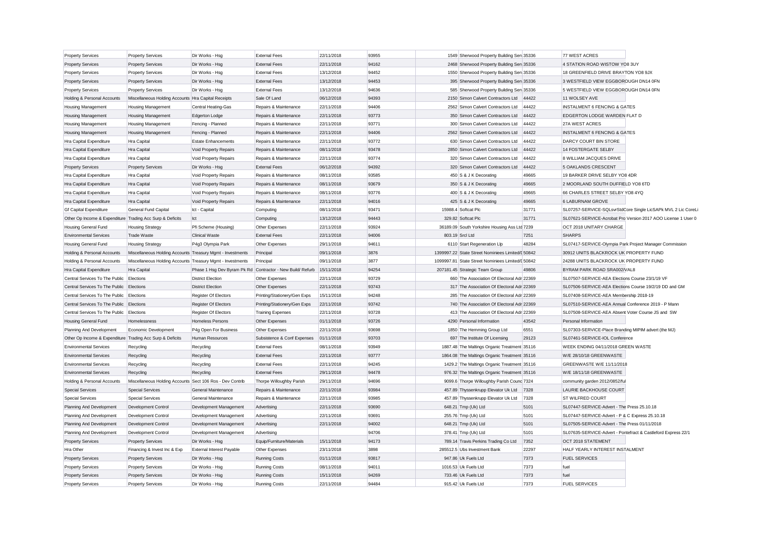| | | | | | | | | | |
|---|---|---|---|---|---|---|---|---|---|
| Property Services | Property Services | Dir Works - Hsg | External Fees | 22/11/2018 | 93955 | 1549 | Sherwood Property Building Serv | 35336 | 77 WEST ACRES |
| Property Services | Property Services | Dir Works - Hsg | External Fees | 22/11/2018 | 94162 | 2468 | Sherwood Property Building Serv | 35336 | 4 STATION ROAD WISTOW YO8 3UY |
| Property Services | Property Services | Dir Works - Hsg | External Fees | 13/12/2018 | 94452 | 1550 | Sherwood Property Building Serv | 35336 | 18 GREENFIELD DRIVE BRAYTON YO8 9JX |
| Property Services | Property Services | Dir Works - Hsg | External Fees | 13/12/2018 | 94453 | 395 | Sherwood Property Building Serv | 35336 | 3 WESTFIELD VIEW EGGBOROUGH DN14 0FN |
| Property Services | Property Services | Dir Works - Hsg | External Fees | 13/12/2018 | 94636 | 585 | Sherwood Property Building Serv | 35336 | 5 WESTFIELD VIEW EGGBOROUGH DN14 0FN |
| Holding & Personal Accounts | Miscellaneous Holding Accounts | Hra Capital Receipts | Sale Of Land | 06/12/2018 | 94393 | 2150 | Simon Calvert Contractors Ltd | 44422 | 11 WOLSEY AVE |
| Housing Management | Housing Management | Central Heating-Gas | Repairs & Maintenance | 22/11/2018 | 94406 | 2562 | Simon Calvert Contractors Ltd | 44422 | INSTALMENT 6 FENCING & GATES |
| Housing Management | Housing Management | Edgerton Lodge | Repairs & Maintenance | 22/11/2018 | 93773 | 350 | Simon Calvert Contractors Ltd | 44422 | EDGERTON LODGE WARDEN FLAT D |
| Housing Management | Housing Management | Fencing - Planned | Repairs & Maintenance | 22/11/2018 | 93771 | 300 | Simon Calvert Contractors Ltd | 44422 | 27A WEST ACRES |
| Housing Management | Housing Management | Fencing - Planned | Repairs & Maintenance | 22/11/2018 | 94406 | 2562 | Simon Calvert Contractors Ltd | 44422 | INSTALMENT 6 FENCING & GATES |
| Hra Capital Expenditure | Hra Capital | Estate Enhancements | Repairs & Maintenance | 22/11/2018 | 93772 | 630 | Simon Calvert Contractors Ltd | 44422 | DARCY COURT BIN STORE |
| Hra Capital Expenditure | Hra Capital | Void Property Repairs | Repairs & Maintenance | 08/11/2018 | 93478 | 2850 | Simon Calvert Contractors Ltd | 44422 | 14 FOSTERGATE SELBY |
| Hra Capital Expenditure | Hra Capital | Void Property Repairs | Repairs & Maintenance | 22/11/2018 | 93774 | 320 | Simon Calvert Contractors Ltd | 44422 | 8 WILLIAM JACQUES DRIVE |
| Property Services | Property Services | Dir Works - Hsg | External Fees | 06/12/2018 | 94392 | 320 | Simon Calvert Contractors Ltd | 44422 | 5 OAKLANDS CRESCENT |
| Hra Capital Expenditure | Hra Capital | Void Property Repairs | Repairs & Maintenance | 08/11/2018 | 93585 | 450 | S & J K Decorating | 49665 | 19 BARKER DRIVE SELBY YO8 4DR |
| Hra Capital Expenditure | Hra Capital | Void Property Repairs | Repairs & Maintenance | 08/11/2018 | 93679 | 350 | S & J K Decorating | 49665 | 2 MOORLAND SOUTH DUFFIELD YO8 6TD |
| Hra Capital Expenditure | Hra Capital | Void Property Repairs | Repairs & Maintenance | 08/11/2018 | 93776 | 400 | S & J K Decorating | 49665 | 66 CHARLES STREET SELBY YO8 4YQ |
| Hra Capital Expenditure | Hra Capital | Void Property Repairs | Repairs & Maintenance | 22/11/2018 | 94016 | 425 | S & J K Decorating | 49665 | 6 LABURNAM GROVE |
| Gf Capital Expenditure | General Fund Capital | Ict - Capital | Computing | 08/11/2018 | 93471 | 15988.4 | Softcat Plc | 31771 | SL07257-SERVICE-SQLsvrStdCore Single LicSAPk MVL 2 Lic CoreLi |
| Other Op Income & Expenditure | Trading Acc Surp & Deficits | Ict | Computing | 13/12/2018 | 94443 | 329.82 | Softcat Plc | 31771 | SL07621-SERVICE-Acrobat Pro Version 2017 AOO License 1 User 0 |
| Housing General Fund | Housing Strategy | Pfi Scheme (Housing) | Other Expenses | 22/11/2018 | 93924 | 36189.09 | South Yorkshire Housing Ass Ltd | 7239 | OCT 2018 UNITARY CHARGE |
| Environmental Services | Trade Waste | Clinical Waste | External Fees | 22/11/2018 | 94006 | 803.19 | Srcl Ltd | 7251 | SHARPS |
| Housing General Fund | Housing Strategy | P4g3 Olympia Park | Other Expenses | 29/11/2018 | 94611 | 6110 | Start Regeneration Llp | 48284 | SL07417-SERVICE-Olympia Park Project Manager Commission |
| Holding & Personal Accounts | Miscellaneous Holding Accounts | Treasury Mgmt - Investments | Principal | 09/11/2018 | 3876 | 1399997.22 | State Street Nominees Limited/I | 50842 | 30912 UNITS BLACKROCK UK PROPERTY FUND |
| Holding & Personal Accounts | Miscellaneous Holding Accounts | Treasury Mgmt - Investments | Principal | 09/11/2018 | 3877 | 1099997.81 | State Street Nominees Limited/I | 50842 | 24288 UNITS BLACKROCK UK PROPERTY FUND |
| Hra Capital Expenditure | Hra Capital | Phase 1 Hsg Dev Byram Pk Rd | Contractor - New Build/ Refurb | 15/11/2018 | 94254 | 207181.45 | Strategic Team Group | 49806 | BYRAM PARK ROAD SRA002/VAL8 |
| Central Services To The Public | Elections | District Election | Other Expenses | 22/11/2018 | 93729 | 660 | The Association Of Electoral Adr | 22369 | SL07507-SERVICE-AEA Elections Course 23/1/19 VF |
| Central Services To The Public | Elections | District Election | Other Expenses | 22/11/2018 | 93743 | 317 | The Association Of Electoral Adr | 22369 | SL07506-SERVICE-AEA Elections Course 19/2/19 DD and GM |
| Central Services To The Public | Elections | Register Of Electors | Printing/Stationery/Gen Exps | 15/11/2018 | 94248 | 285 | The Association Of Electoral Adr | 22369 | SL07408-SERVICE-AEA Membership 2018-19 |
| Central Services To The Public | Elections | Register Of Electors | Printing/Stationery/Gen Exps | 22/11/2018 | 93742 | 740 | The Association Of Electoral Adr | 22369 | SL07510-SERVICE-AEA Annual Conference 2019 - P Mann |
| Central Services To The Public | Elections | Register Of Electors | Training Expenses | 22/11/2018 | 93728 | 413 | The Association Of Electoral Adr | 22369 | SL07508-SERVICE-AEA Absent Voter Course JS and SW |
| Housing General Fund | Homelessness | Homeless Persons | Other Expenses | 01/11/2018 | 93726 | 4290 | Personal Information | 43542 | Personal Information |
| Planning And Development | Economic Development | P4g Open For Business | Other Expenses | 22/11/2018 | 93698 | 1850 | The Hemming Group Ltd | 6551 | SL07303-SERVICE-Place Branding MIPIM advert (the MJ) |
| Other Op Income & Expenditure | Trading Acc Surp & Deficits | Human Resources | Subsistence & Conf Expenses | 01/11/2018 | 93703 | 697 | The Institute Of Licensing | 29123 | SL07461-SERVICE-IOL Conference |
| Environmental Services | Recycling | Recycling | External Fees | 08/11/2018 | 93949 | 1887.48 | The Maltings Organic Treatment | 35116 | WEEK ENDING 04/11/2018 GREEN WASTE |
| Environmental Services | Recycling | Recycling | External Fees | 22/11/2018 | 93777 | 1864.08 | The Maltings Organic Treatment | 35116 | W/E 28/10/18 GREENWASTE |
| Environmental Services | Recycling | Recycling | External Fees | 22/11/2018 | 94245 | 1429.2 | The Maltings Organic Treatment | 35116 | GREENWASTE W/E 11/11/2018 |
| Environmental Services | Recycling | Recycling | External Fees | 29/11/2018 | 94478 | 976.32 | The Maltings Organic Treatment | 35116 | W/E 18/11/18 GREENWASTE |
| Holding & Personal Accounts | Miscellaneous Holding Accounts | Sect 106 Ros - Dev Contrib | Thorpe Willoughby Parish | 29/11/2018 | 94696 | 9099.6 | Thorpe Willoughby Parish Counc | 7324 | community garden 2012/0852/ful |
| Special Services | Special Services | General Maintenance | Repairs & Maintenance | 22/11/2018 | 93984 | 457.89 | Thyssenkrupp Elevator Uk Ltd | 7328 | LAURIE BACKHOUSE COURT |
| Special Services | Special Services | General Maintenance | Repairs & Maintenance | 22/11/2018 | 93985 | 457.89 | Thyssenkrupp Elevator Uk Ltd | 7328 | ST WILFRED COURT |
| Planning And Development | Development Control | Development Management | Advertising | 22/11/2018 | 93690 | 648.21 | Tmp (Uk) Ltd | 5101 | SL07447-SERVICE-Advert - The Press 25.10.18 |
| Planning And Development | Development Control | Development Management | Advertising | 22/11/2018 | 93691 | 255.76 | Tmp (Uk) Ltd | 5101 | SL07447-SERVICE-Advert - P & C Express 25.10.18 |
| Planning And Development | Development Control | Development Management | Advertising | 22/11/2018 | 94002 | 648.21 | Tmp (Uk) Ltd | 5101 | SL07505-SERVICE-Advert - The Press 01/11/2018 |
| Planning And Development | Development Control | Development Management | Advertising | | 94706 | 378.41 | Tmp (Uk) Ltd | 5101 | SL07635-SERVICE-Advert - Pontefract & Castleford Express 22/1 |
| Property Services | Property Services | Dir Works - Hsg | Equip/Furniture/Materials | 15/11/2018 | 94173 | 789.14 | Travis Perkins Trading Co Ltd | 7352 | OCT 2018 STATEMENT |
| Hra Other | Financing & Invest Inc & Exp | External Interest Payable | Other Expenses | 23/11/2018 | 3898 | 285512.5 | Ubs Investment Bank | 22297 | HALF YEARLY INTEREST INSTALMENT |
| Property Services | Property Services | Dir Works - Hsg | Running Costs | 01/11/2018 | 93817 | 947.86 | Uk Fuels Ltd | 7373 | FUEL SERVICES |
| Property Services | Property Services | Dir Works - Hsg | Running Costs | 08/11/2018 | 94011 | 1016.53 | Uk Fuels Ltd | 7373 | fuel |
| Property Services | Property Services | Dir Works - Hsg | Running Costs | 15/11/2018 | 94269 | 733.46 | Uk Fuels Ltd | 7373 | fuel |
| Property Services | Property Services | Dir Works - Hsg | Running Costs | 22/11/2018 | 94484 | 915.42 | Uk Fuels Ltd | 7373 | FUEL SERVICES |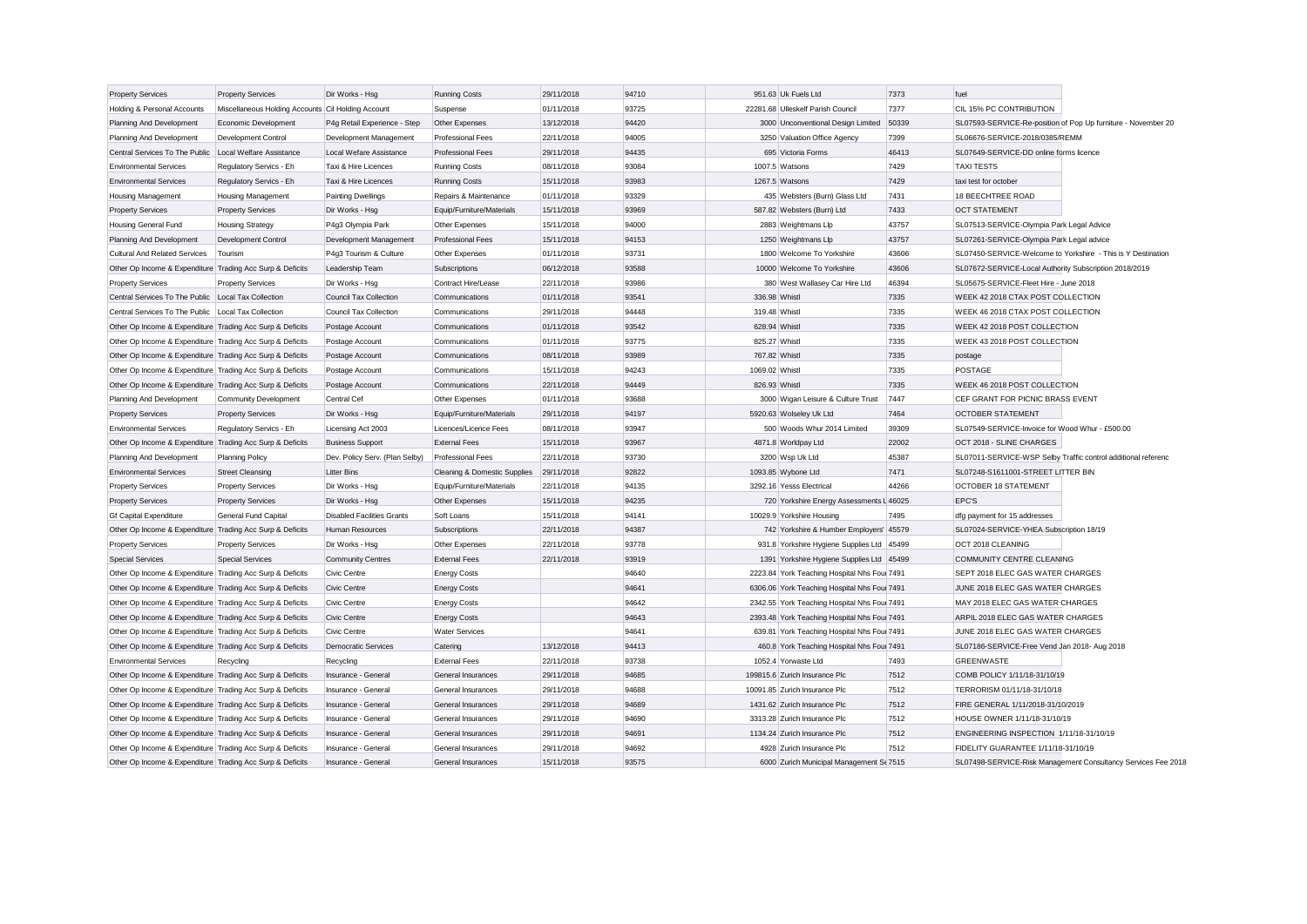| | | | | | | | | | |
|---|---|---|---|---|---|---|---|---|---|
| Property Services | Property Services | Dir Works - Hsg | Running Costs | 29/11/2018 | 94710 | 951.63 | Uk Fuels Ltd | 7373 | fuel |
| Holding & Personal Accounts | Miscellaneous Holding Accounts | Cil Holding Account | Suspense | 01/11/2018 | 93725 | 22281.68 | Ulleskelf Parish Council | 7377 | CIL 15% PC CONTRIBUTION |
| Planning And Development | Economic Development | P4g Retail Experience - Step | Other Expenses | 13/12/2018 | 94420 | 3000 | Unconventional Design Limited | 50339 | SL07593-SERVICE-Re-position of Pop Up furniture - November 20 |
| Planning And Development | Development Control | Development Management | Professional Fees | 22/11/2018 | 94005 | 3250 | Valuation Office Agency | 7399 | SL06676-SERVICE-2018/0385/REMM |
| Central Services To The Public | Local Welfare Assistance | Local Welfare Assistance | Professional Fees | 29/11/2018 | 94435 | 695 | Victoria Forms | 46413 | SL07649-SERVICE-DD online forms licence |
| Environmental Services | Regulatory Servics - Eh | Taxi & Hire Licences | Running Costs | 08/11/2018 | 93084 | 1007.5 | Watsons | 7429 | TAXI TESTS |
| Environmental Services | Regulatory Servics - Eh | Taxi & Hire Licences | Running Costs | 15/11/2018 | 93983 | 1267.5 | Watsons | 7429 | taxi test for october |
| Housing Management | Housing Management | Painting Dwellings | Repairs & Maintenance | 01/11/2018 | 93329 | 435 | Websters (Burn) Glass Ltd | 7431 | 18 BEECHTREE ROAD |
| Property Services | Property Services | Dir Works - Hsg | Equip/Furniture/Materials | 15/11/2018 | 93969 | 587.82 | Websters (Burn) Ltd | 7433 | OCT STATEMENT |
| Housing General Fund | Housing Strategy | P4g3 Olympia Park | Other Expenses | 15/11/2018 | 94000 | 2883 | Weightmans Llp | 43757 | SL07513-SERVICE-Olympia Park Legal Advice |
| Planning And Development | Development Control | Development Management | Professional Fees | 15/11/2018 | 94153 | 1250 | Weightmans Llp | 43757 | SL07261-SERVICE-Olympia Park Legal advice |
| Cultural And Related Services | Tourism | P4g3 Tourism & Culture | Other Expenses | 01/11/2018 | 93731 | 1800 | Welcome To Yorkshire | 43606 | SL07450-SERVICE-Welcome to Yorkshire - This is Y Destination |
| Other Op Income & Expenditure | Trading Acc Surp & Deficits | Leadership Team | Subscriptions | 06/12/2018 | 93588 | 10000 | Welcome To Yorkshire | 43606 | SL07672-SERVICE-Local Authority Subscription 2018/2019 |
| Property Services | Property Services | Dir Works - Hsg | Contract Hire/Lease | 22/11/2018 | 93986 | 380 | West Wallasey Car Hire Ltd | 46394 | SL05675-SERVICE-Fleet Hire - June 2018 |
| Central Services To The Public | Local Tax Collection | Council Tax Collection | Communications | 01/11/2018 | 93541 | 336.98 | Whistl | 7335 | WEEK 42 2018 CTAX POST COLLECTION |
| Central Services To The Public | Local Tax Collection | Council Tax Collection | Communications | 29/11/2018 | 94448 | 319.48 | Whistl | 7335 | WEEK 46 2018 CTAX POST COLLECTION |
| Other Op Income & Expenditure | Trading Acc Surp & Deficits | Postage Account | Communications | 01/11/2018 | 93542 | 628.94 | Whistl | 7335 | WEEK 42 2018 POST COLLECTION |
| Other Op Income & Expenditure | Trading Acc Surp & Deficits | Postage Account | Communications | 01/11/2018 | 93775 | 825.27 | Whistl | 7335 | WEEK 43 2018 POST COLLECTION |
| Other Op Income & Expenditure | Trading Acc Surp & Deficits | Postage Account | Communications | 08/11/2018 | 93989 | 767.82 | Whistl | 7335 | postage |
| Other Op Income & Expenditure | Trading Acc Surp & Deficits | Postage Account | Communications | 15/11/2018 | 94243 | 1069.02 | Whistl | 7335 | POSTAGE |
| Other Op Income & Expenditure | Trading Acc Surp & Deficits | Postage Account | Communications | 22/11/2018 | 94449 | 826.93 | Whistl | 7335 | WEEK 46 2018 POST COLLECTION |
| Planning And Development | Community Development | Central Cef | Other Expenses | 01/11/2018 | 93688 | 3000 | Wigan Leisure & Culture Trust | 7447 | CEF GRANT FOR PICNIC BRASS EVENT |
| Property Services | Property Services | Dir Works - Hsg | Equip/Furniture/Materials | 29/11/2018 | 94197 | 5920.63 | Wolseley Uk Ltd | 7464 | OCTOBER STATEMENT |
| Environmental Services | Regulatory Servics - Eh | Licensing Act 2003 | Licences/Licence Fees | 08/11/2018 | 93947 | 500 | Woods Whur 2014 Limited | 39309 | SL07549-SERVICE-Invoice for Wood Whur - £500.00 |
| Other Op Income & Expenditure | Trading Acc Surp & Deficits | Business Support | External Fees | 15/11/2018 | 93967 | 4871.8 | Worldpay Ltd | 22002 | OCT 2018 - SLINE CHARGES |
| Planning And Development | Planning Policy | Dev. Policy Serv. (Plan Selby) | Professional Fees | 22/11/2018 | 93730 | 3200 | Wsp Uk Ltd | 45387 | SL07011-SERVICE-WSP Selby Traffic control additional referenc |
| Environmental Services | Street Cleansing | Litter Bins | Cleaning & Domestic Supplies | 29/11/2018 | 92822 | 1093.85 | Wybone Ltd | 7471 | SL07248-S1611001-STREET LITTER BIN |
| Property Services | Property Services | Dir Works - Hsg | Equip/Furniture/Materials | 22/11/2018 | 94135 | 3292.16 | Yesss Electrical | 44266 | OCTOBER 18 STATEMENT |
| Property Services | Property Services | Dir Works - Hsg | Other Expenses | 15/11/2018 | 94235 | 720 | Yorkshire Energy Assessments L | 46025 | EPC'S |
| Gf Capital Expenditure | General Fund Capital | Disabled Facilities Grants | Soft Loans | 15/11/2018 | 94141 | 10029.9 | Yorkshire Housing | 7495 | dfg payment for 15 addresses |
| Other Op Income & Expenditure | Trading Acc Surp & Deficits | Human Resources | Subscriptions | 22/11/2018 | 94387 | 742 | Yorkshire & Humber Employers' | 45579 | SL07024-SERVICE-YHEA Subscription 18/19 |
| Property Services | Property Services | Dir Works - Hsg | Other Expenses | 22/11/2018 | 93778 | 931.8 | Yorkshire Hygiene Supplies Ltd | 45499 | OCT 2018 CLEANING |
| Special Services | Special Services | Community Centres | External Fees | 22/11/2018 | 93919 | 1391 | Yorkshire Hygiene Supplies Ltd | 45499 | COMMUNITY CENTRE CLEANING |
| Other Op Income & Expenditure | Trading Acc Surp & Deficits | Civic Centre | Energy Costs | | 94640 | 2223.84 | York Teaching Hospital Nhs Fou | 7491 | SEPT 2018 ELEC GAS WATER CHARGES |
| Other Op Income & Expenditure | Trading Acc Surp & Deficits | Civic Centre | Energy Costs | | 94641 | 6306.06 | York Teaching Hospital Nhs Fou | 7491 | JUNE 2018 ELEC GAS WATER CHARGES |
| Other Op Income & Expenditure | Trading Acc Surp & Deficits | Civic Centre | Energy Costs | | 94642 | 2342.55 | York Teaching Hospital Nhs Fou | 7491 | MAY 2018 ELEC GAS WATER CHARGES |
| Other Op Income & Expenditure | Trading Acc Surp & Deficits | Civic Centre | Energy Costs | | 94643 | 2393.48 | York Teaching Hospital Nhs Fou | 7491 | ARPIL 2018 ELEC GAS WATER CHARGES |
| Other Op Income & Expenditure | Trading Acc Surp & Deficits | Civic Centre | Water Services | | 94641 | 639.81 | York Teaching Hospital Nhs Fou | 7491 | JUNE 2018 ELEC GAS WATER CHARGES |
| Other Op Income & Expenditure | Trading Acc Surp & Deficits | Democratic Services | Catering | 13/12/2018 | 94413 | 460.8 | York Teaching Hospital Nhs Fou | 7491 | SL07186-SERVICE-Free Vend Jan 2018- Aug 2018 |
| Environmental Services | Recycling | Recycling | External Fees | 22/11/2018 | 93738 | 1052.4 | Yorwaste Ltd | 7493 | GREENWASTE |
| Other Op Income & Expenditure | Trading Acc Surp & Deficits | Insurance - General | General Insurances | 29/11/2018 | 94685 | 199815.6 | Zurich Insurance Plc | 7512 | COMB POLICY 1/11/18-31/10/19 |
| Other Op Income & Expenditure | Trading Acc Surp & Deficits | Insurance - General | General Insurances | 29/11/2018 | 94688 | 10091.85 | Zurich Insurance Plc | 7512 | TERRORISM 01/11/18-31/10/18 |
| Other Op Income & Expenditure | Trading Acc Surp & Deficits | Insurance - General | General Insurances | 29/11/2018 | 94689 | 1431.62 | Zurich Insurance Plc | 7512 | FIRE GENERAL 1/11/2018-31/10/2019 |
| Other Op Income & Expenditure | Trading Acc Surp & Deficits | Insurance - General | General Insurances | 29/11/2018 | 94690 | 3313.28 | Zurich Insurance Plc | 7512 | HOUSE OWNER 1/11/18-31/10/19 |
| Other Op Income & Expenditure | Trading Acc Surp & Deficits | Insurance - General | General Insurances | 29/11/2018 | 94691 | 1134.24 | Zurich Insurance Plc | 7512 | ENGINEERING INSPECTION 1/11/18-31/10/19 |
| Other Op Income & Expenditure | Trading Acc Surp & Deficits | Insurance - General | General Insurances | 29/11/2018 | 94692 | 4928 | Zurich Insurance Plc | 7512 | FIDELITY GUARANTEE 1/11/18-31/10/19 |
| Other Op Income & Expenditure | Trading Acc Surp & Deficits | Insurance - General | General Insurances | 15/11/2018 | 93575 | 6000 | Zurich Municipal Management Se | 7515 | SL07498-SERVICE-Risk Management Consultancy Services Fee 2018 |